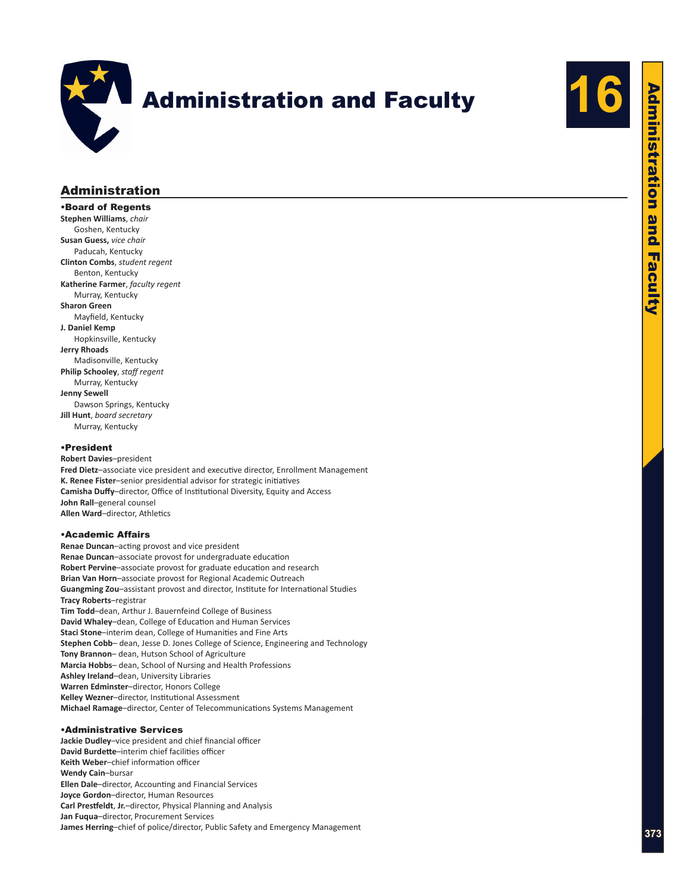# Administration and Faculty

## Administration

### •Board of Regents

**Stephen Williams**, *chair*
Goshen, Kentucky
**Susan Guess,** *vice chair*
Paducah, Kentucky
**Clinton Combs**, *student regent*
Benton, Kentucky
**Katherine Farmer**, *faculty regent*
Murray, Kentucky
**Sharon Green**
Mayfield, Kentucky
**J. Daniel Kemp**
Hopkinsville, Kentucky
**Jerry Rhoads**
Madisonville, Kentucky
**Philip Schooley**, *staff regent*
Murray, Kentucky
**Jenny Sewell**
Dawson Springs, Kentucky
**Jill Hunt**, *board secretary*
Murray, Kentucky

### •President

**Robert Davies**–president
**Fred Dietz**–associate vice president and executive director, Enrollment Management
**K. Renee Fister**–senior presidential advisor for strategic initiatives
**Camisha Duffy**–director, Office of Institutional Diversity, Equity and Access
**John Rall**–general counsel
**Allen Ward**–director, Athletics

### •Academic Affairs

**Renae Duncan**–acting provost and vice president
**Renae Duncan**–associate provost for undergraduate education
**Robert Pervine**–associate provost for graduate education and research
**Brian Van Horn**–associate provost for Regional Academic Outreach
**Guangming Zou**–assistant provost and director, Institute for International Studies
**Tracy Roberts**–registrar
**Tim Todd**–dean, Arthur J. Bauernfeind College of Business
**David Whaley**–dean, College of Education and Human Services
**Staci Stone**–interim dean, College of Humanities and Fine Arts
**Stephen Cobb**– dean, Jesse D. Jones College of Science, Engineering and Technology
**Tony Brannon**– dean, Hutson School of Agriculture
**Marcia Hobbs**– dean, School of Nursing and Health Professions
**Ashley Ireland**–dean, University Libraries
**Warren Edminster**–director, Honors College
**Kelley Wezner**–director, Institutional Assessment
**Michael Ramage**–director, Center of Telecommunications Systems Management

### •Administrative Services

**Jackie Dudley**–vice president and chief financial officer
**David Burdette**–interim chief facilities officer
**Keith Weber**–chief information officer
**Wendy Cain**–bursar
**Ellen Dale**–director, Accounting and Financial Services
**Joyce Gordon**–director, Human Resources
**Carl Prestfeldt, Jr.**–director, Physical Planning and Analysis
**Jan Fuqua**–director, Procurement Services
**James Herring**–chief of police/director, Public Safety and Emergency Management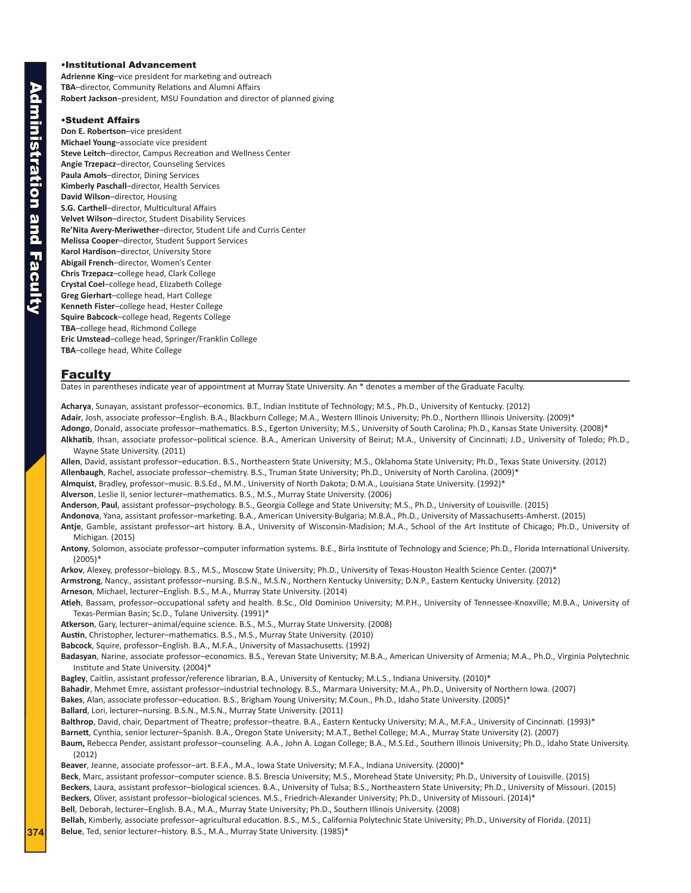### •Institutional Advancement

**Adrienne King**–vice president for marketing and outreach
**TBA**–director, Community Relations and Alumni Affairs
**Robert Jackson**–president, MSU Foundation and director of planned giving

### •Student Affairs

**Don E. Robertson**–vice president
**Michael Young**–associate vice president
**Steve Leitch**–director, Campus Recreation and Wellness Center
**Angie Trzepacz**–director, Counseling Services
**Paula Amols**–director, Dining Services
**Kimberly Paschall**–director, Health Services
**David Wilson**–director, Housing
**S.G. Carthell**–director, Multicultural Affairs
**Velvet Wilson**–director, Student Disability Services
**Re'Nita Avery-Meriwether**–director, Student Life and Curris Center
**Melissa Cooper**–director, Student Support Services
**Karol Hardison**–director, University Store
**Abigail French**–director, Women's Center
**Chris Trzepacz**–college head, Clark College
**Crystal Coel**–college head, Elizabeth College
**Greg Gierhart**–college head, Hart College
**Kenneth Fister**–college head, Hester College
**Squire Babcock**–college head, Regents College
**TBA**–college head, Richmond College
**Eric Umstead**–college head, Springer/Franklin College
**TBA**–college head, White College

## Faculty

Dates in parentheses indicate year of appointment at Murray State University. An * denotes a member of the Graduate Faculty.

**Acharya**, Sunayan, assistant professor–economics. B.T., Indian Institute of Technology; M.S., Ph.D., University of Kentucky. (2012)
**Adair**, Josh, associate professor–English. B.A., Blackburn College; M.A., Western Illinois University; Ph.D., Northern Illinois University. (2009)*
**Adongo**, Donald, associate professor–mathematics. B.S., Egerton University; M.S., University of South Carolina; Ph.D., Kansas State University. (2008)*
**Alkhatib**, Ihsan, associate professor–political science. B.A., American University of Beirut; M.A., University of Cincinnati; J.D., University of Toledo; Ph.D., Wayne State University. (2011)
**Allen**, David, assistant professor–education. B.S., Northeastern State University; M.S., Oklahoma State University; Ph.D., Texas State University. (2012)
**Allenbaugh**, Rachel, associate professor–chemistry. B.S., Truman State University; Ph.D., University of North Carolina. (2009)*
**Almquist**, Bradley, professor–music. B.S.Ed., M.M., University of North Dakota; D.M.A., Louisiana State University. (1992)*
**Alverson**, Leslie II, senior lecturer–mathematics. B.S., M.S., Murray State University. (2006)
**Anderson**, **Paul**, assistant professor–psychology. B.S., Georgia College and State University; M.S., Ph.D., University of Louisville. (2015)
**Andonova**, Yana, assistant professor–marketing. B.A., American University-Bulgaria; M.B.A., Ph.D., University of Massachusetts-Amherst. (2015)
**Antje**, Gamble, assistant professor–art history. B.A., University of Wisconsin-Madision; M.A., School of the Art Institute of Chicago; Ph.D., University of Michigan. (2015)
**Antony**, Solomon, associate professor–computer information systems. B.E., Birla Institute of Technology and Science; Ph.D., Florida International University. (2005)*
**Arkov**, Alexey, professor–biology. B.S., M.S., Moscow State University; Ph.D., University of Texas-Houston Health Science Center. (2007)*
**Armstrong**, Nancy., assistant professor–nursing. B.S.N., M.S.N., Northern Kentucky University; D.N.P., Eastern Kentucky University. (2012)
**Arneson**, Michael, lecturer–English. B.S., M.A., Murray State University. (2014)
**Atieh**, Bassam, professor–occupational safety and health. B.Sc., Old Dominion University; M.P.H., University of Tennessee-Knoxville; M.B.A., University of Texas-Permian Basin; Sc.D., Tulane University. (1991)*
**Atkerson**, Gary, lecturer–animal/equine science. B.S., M.S., Murray State University. (2008)
**Austin**, Christopher, lecturer–mathematics. B.S., M.S., Murray State University. (2010)
**Babcock**, Squire, professor–English. B.A., M.F.A., University of Massachusetts. (1992)
**Badasyan**, Narine, associate professor–economics. B.S., Yerevan State University; M.B.A., American University of Armenia; M.A., Ph.D., Virginia Polytechnic Institute and State University. (2004)*
**Bagley**, Caitlin, assistant professor/reference librarian, B.A., University of Kentucky; M.L.S., Indiana University. (2010)*
**Bahadir**, Mehmet Emre, assistant professor–industrial technology. B.S., Marmara University; M.A., Ph.D., University of Northern Iowa. (2007)
**Bakes**, Alan, associate professor–education. B.S., Brigham Young University; M.Coun., Ph.D., Idaho State University. (2005)*
**Ballard**, Lori, lecturer–nursing. B.S.N., M.S.N., Murray State University. (2011)
**Balthrop**, David, chair, Department of Theatre; professor–theatre. B.A., Eastern Kentucky University; M.A., M.F.A., University of Cincinnati. (1993)*
**Barnett**, Cynthia, senior lecturer–Spanish. B.A., Oregon State University; M.A.T., Bethel College; M.A., Murray State University (2). (2007)
**Baum,** Rebecca Pender, assistant professor–counseling. A.A., John A. Logan College; B.A., M.S.Ed., Southern Illinois University; Ph.D., Idaho State University. (2012)
**Beaver**, Jeanne, associate professor–art. B.F.A., M.A., Iowa State University; M.F.A., Indiana University. (2000)*
**Beck**, Marc, assistant professor–computer science. B.S Brescia University; M.S., Morehead State University; Ph.D., University of Louisville. (2015)
**Beckers**, Laura, assistant professor–biological sciences. B.A., University of Tulsa; B.S., Northeastern State University; Ph.D., University of Missouri. (2015)
**Beckers**, Oliver, assistant professor–biological sciences. M.S., Friedrich-Alexander University; Ph.D., University of Missouri. (2014)*
**Bell**, Deborah, lecturer–English. B.A., M.A., Murray State University; Ph.D., Southern Illinois University. (2008)
**Bellah**, Kimberly, associate professor–agricultural education. B.S., M.S., California Polytechnic State University; Ph.D., University of Florida. (2011)
**Belue**, Ted, senior lecturer–history. B.S., M.A., Murray State University. (1985)*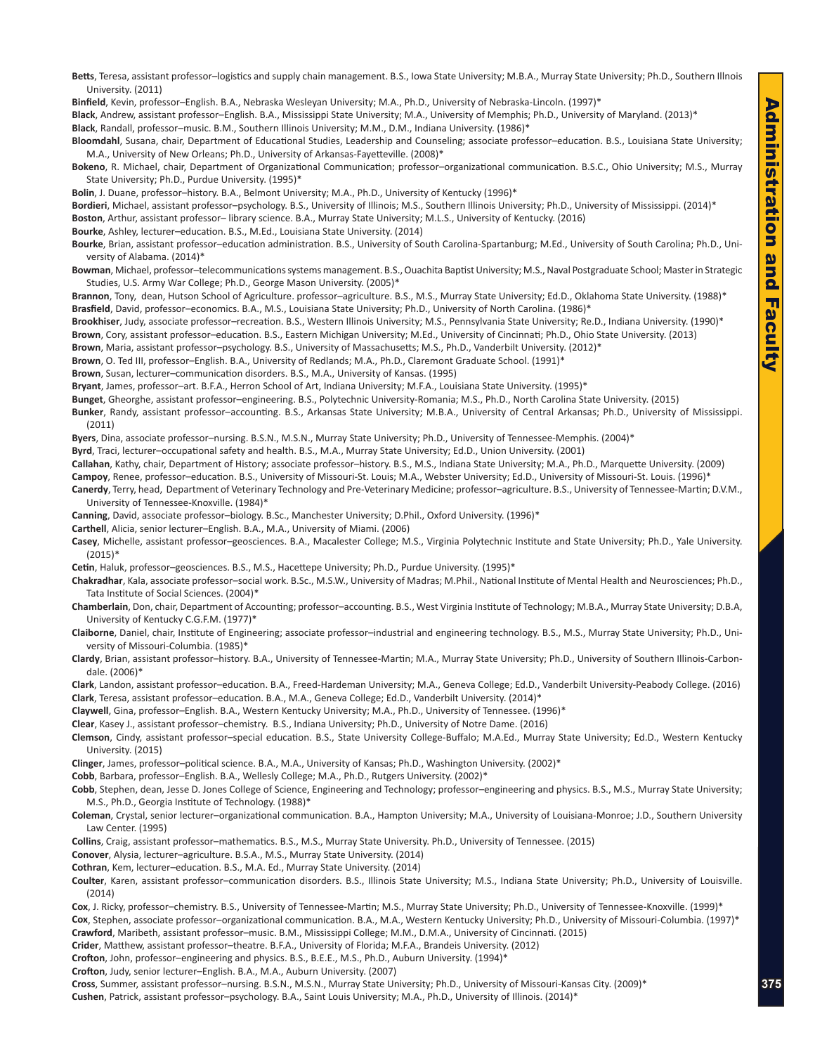**Betts**, Teresa, assistant professor–logistics and supply chain management. B.S., Iowa State University; M.B.A., Murray State University; Ph.D., Southern Illnois University. (2011)

**Binfield**, Kevin, professor–English. B.A., Nebraska Wesleyan University; M.A., Ph.D., University of Nebraska-Lincoln. (1997)*

**Black**, Andrew, assistant professor–English. B.A., Mississippi State University; M.A., University of Memphis; Ph.D., University of Maryland. (2013)*

**Black**, Randall, professor–music. B.M., Southern Illinois University; M.M., D.M., Indiana University. (1986)*

**Bloomdahl**, Susana, chair, Department of Educational Studies, Leadership and Counseling; associate professor–education. B.S., Louisiana State University; M.A., University of New Orleans; Ph.D., University of Arkansas-Fayetteville. (2008)*

**Bokeno**, R. Michael, chair, Department of Organizational Communication; professor–organizational communication. B.S.C., Ohio University; M.S., Murray State University; Ph.D., Purdue University. (1995)*

**Bolin**, J. Duane, professor–history. B.A., Belmont University; M.A., Ph.D., University of Kentucky (1996)*

**Bordieri**, Michael, assistant professor–psychology. B.S., University of Illinois; M.S., Southern Illinois University; Ph.D., University of Mississippi. (2014)*

**Boston**, Arthur, assistant professor– library science. B.A., Murray State University; M.L.S., University of Kentucky. (2016)

**Bourke**, Ashley, lecturer–education. B.S., M.Ed., Louisiana State University. (2014)

**Bourke**, Brian, assistant professor–education administration. B.S., University of South Carolina-Spartanburg; M.Ed., University of South Carolina; Ph.D., University of Alabama. (2014)*

**Bowman**, Michael, professor–telecommunications systems management. B.S., Ouachita Baptist University; M.S., Naval Postgraduate School; Master in Strategic Studies, U.S. Army War College; Ph.D., George Mason University. (2005)*

**Brannon**, Tony, dean, Hutson School of Agriculture. professor–agriculture. B.S., M.S., Murray State University; Ed.D., Oklahoma State University. (1988)*

**Brasfield**, David, professor–economics. B.A., M.S., Louisiana State University; Ph.D., University of North Carolina. (1986)*

**Brookhiser**, Judy, associate professor–recreation. B.S., Western Illinois University; M.S., Pennsylvania State University; Re.D., Indiana University. (1990)*

**Brown**, Cory, assistant professor–education. B.S., Eastern Michigan University; M.Ed., University of Cincinnati; Ph.D., Ohio State University. (2013)

**Brown**, Maria, assistant professor–psychology. B.S., University of Massachusetts; M.S., Ph.D., Vanderbilt University. (2012)*

**Brown**, O. Ted III, professor–English. B.A., University of Redlands; M.A., Ph.D., Claremont Graduate School. (1991)*

**Brown**, Susan, lecturer–communication disorders. B.S., M.A., University of Kansas. (1995)

**Bryant**, James, professor–art. B.F.A., Herron School of Art, Indiana University; M.F.A., Louisiana State University. (1995)*

**Bunget**, Gheorghe, assistant professor–engineering. B.S., Polytechnic University-Romania; M.S., Ph.D., North Carolina State University. (2015)

**Bunker**, Randy, assistant professor–accounting. B.S., Arkansas State University; M.B.A., University of Central Arkansas; Ph.D., University of Mississippi. (2011)

**Byers**, Dina, associate professor–nursing. B.S.N., M.S.N., Murray State University; Ph.D., University of Tennessee-Memphis. (2004)*

**Byrd**, Traci, lecturer–occupational safety and health. B.S., M.A., Murray State University; Ed.D., Union University. (2001)

**Callahan**, Kathy, chair, Department of History; associate professor–history. B.S., M.S., Indiana State University; M.A., Ph.D., Marquette University. (2009)

**Campoy**, Renee, professor–education. B.S., University of Missouri-St. Louis; M.A., Webster University; Ed.D., University of Missouri-St. Louis. (1996)*

**Canerdy**, Terry, head, Department of Veterinary Technology and Pre-Veterinary Medicine; professor–agriculture. B.S., University of Tennessee-Martin; D.V.M., University of Tennessee-Knoxville. (1984)*

**Canning**, David, associate professor–biology. B.Sc., Manchester University; D.Phil., Oxford University. (1996)*

**Carthell**, Alicia, senior lecturer–English. B.A., M.A., University of Miami. (2006)

**Casey**, Michelle, assistant professor–geosciences. B.A., Macalester College; M.S., Virginia Polytechnic Institute and State University; Ph.D., Yale University. (2015)*

**Cetin**, Haluk, professor–geosciences. B.S., M.S., Hacettepe University; Ph.D., Purdue University. (1995)*

**Chakradhar**, Kala, associate professor–social work. B.Sc., M.S.W., University of Madras; M.Phil., National Institute of Mental Health and Neurosciences; Ph.D., Tata Institute of Social Sciences. (2004)*

**Chamberlain**, Don, chair, Department of Accounting; professor–accounting. B.S., West Virginia Institute of Technology; M.B.A., Murray State University; D.B.A, University of Kentucky C.G.F.M. (1977)*

**Claiborne**, Daniel, chair, Institute of Engineering; associate professor–industrial and engineering technology. B.S., M.S., Murray State University; Ph.D., University of Missouri-Columbia. (1985)*

**Clardy**, Brian, assistant professor–history. B.A., University of Tennessee-Martin; M.A., Murray State University; Ph.D., University of Southern Illinois-Carbondale. (2006)*

**Clark**, Landon, assistant professor–education. B.A., Freed-Hardeman University; M.A., Geneva College; Ed.D., Vanderbilt University-Peabody College. (2016)

**Clark**, Teresa, assistant professor–education. B.A., M.A., Geneva College; Ed.D., Vanderbilt University. (2014)*

**Claywell**, Gina, professor–English. B.A., Western Kentucky University; M.A., Ph.D., University of Tennessee. (1996)*

**Clear**, Kasey J., assistant professor–chemistry. B.S., Indiana University; Ph.D., University of Notre Dame. (2016)

**Clemson**, Cindy, assistant professor–special education. B.S., State University College-Buffalo; M.A.Ed., Murray State University; Ed.D., Western Kentucky University. (2015)

**Clinger**, James, professor–political science. B.A., M.A., University of Kansas; Ph.D., Washington University. (2002)*

**Cobb**, Barbara, professor–English. B.A., Wellesly College; M.A., Ph.D., Rutgers University. (2002)*

**Cobb**, Stephen, dean, Jesse D. Jones College of Science, Engineering and Technology; professor–engineering and physics. B.S., M.S., Murray State University; M.S., Ph.D., Georgia Institute of Technology. (1988)*

**Coleman**, Crystal, senior lecturer–organizational communication. B.A., Hampton University; M.A., University of Louisiana-Monroe; J.D., Southern University Law Center. (1995)

**Collins**, Craig, assistant professor–mathematics. B.S., M.S., Murray State University. Ph.D., University of Tennessee. (2015)

**Conover**, Alysia, lecturer–agriculture. B.S.A., M.S., Murray State University. (2014)

**Cothran**, Kem, lecturer–education. B.S., M.A. Ed., Murray State University. (2014)

**Coulter**, Karen, assistant professor–communication disorders. B.S., Illinois State University; M.S., Indiana State University; Ph.D., University of Louisville. (2014)

**Cox**, J. Ricky, professor–chemistry. B.S., University of Tennessee-Martin; M.S., Murray State University; Ph.D., University of Tennessee-Knoxville. (1999)*

**Cox**, Stephen, associate professor–organizational communication. B.A., M.A., Western Kentucky University; Ph.D., University of Missouri-Columbia. (1997)*

**Crawford**, Maribeth, assistant professor–music. B.M., Mississippi College; M.M., D.M.A., University of Cincinnati. (2015)

**Crider**, Matthew, assistant professor–theatre. B.F.A., University of Florida; M.F.A., Brandeis University. (2012)

**Crofton**, John, professor–engineering and physics. B.S., B.E.E., M.S., Ph.D., Auburn University. (1994)*

**Crofton**, Judy, senior lecturer–English. B.A., M.A., Auburn University. (2007)

**Cross**, Summer, assistant professor–nursing. B.S.N., M.S.N., Murray State University; Ph.D., University of Missouri-Kansas City. (2009)*

**Cushen**, Patrick, assistant professor–psychology. B.A., Saint Louis University; M.A., Ph.D., University of Illinois. (2014)*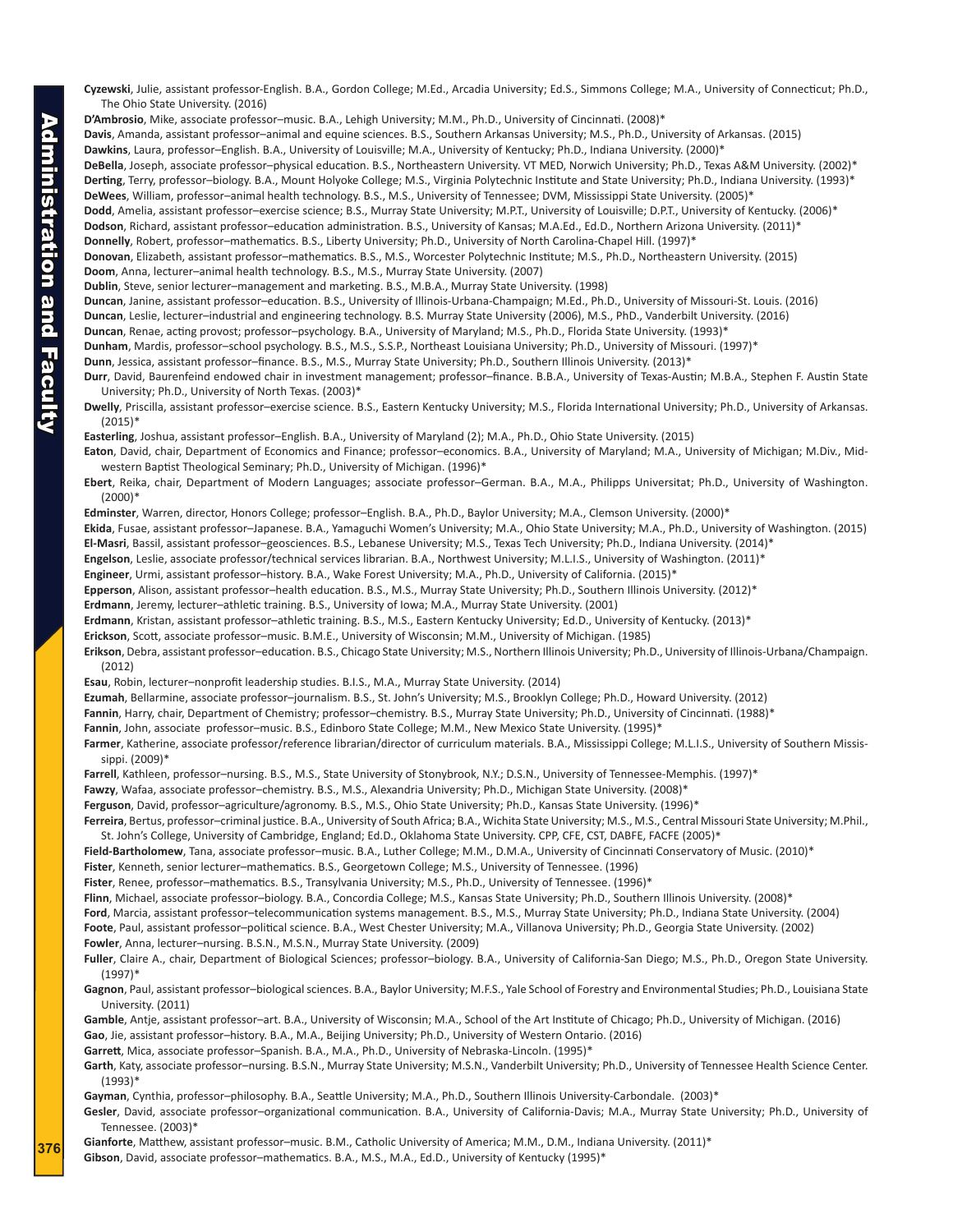**Cyzewski**, Julie, assistant professor-English. B.A., Gordon College; M.Ed., Arcadia University; Ed.S., Simmons College; M.A., University of Connecticut; Ph.D., The Ohio State University. (2016)

**D'Ambrosio**, Mike, associate professor–music. B.A., Lehigh University; M.M., Ph.D., University of Cincinnati. (2008)*

**Davis**, Amanda, assistant professor–animal and equine sciences. B.S., Southern Arkansas University; M.S., Ph.D., University of Arkansas. (2015)

**Dawkins**, Laura, professor–English. B.A., University of Louisville; M.A., University of Kentucky; Ph.D., Indiana University. (2000)*

**DeBella**, Joseph, associate professor–physical education. B.S., Northeastern University. VT MED, Norwich University; Ph.D., Texas A&M University. (2002)*

**Derting**, Terry, professor–biology. B.A., Mount Holyoke College; M.S., Virginia Polytechnic Institute and State University; Ph.D., Indiana University. (1993)*

**DeWees**, William, professor–animal health technology. B.S., M.S., University of Tennessee; DVM, Mississippi State University. (2005)*

**Dodd**, Amelia, assistant professor–exercise science; B.S., Murray State University; M.P.T., University of Louisville; D.P.T., University of Kentucky. (2006)*

**Dodson**, Richard, assistant professor–education administration. B.S., University of Kansas; M.A.Ed., Ed.D., Northern Arizona University. (2011)*

**Donnelly**, Robert, professor–mathematics. B.S., Liberty University; Ph.D., University of North Carolina-Chapel Hill. (1997)*

**Donovan**, Elizabeth, assistant professor–mathematics. B.S., M.S., Worcester Polytechnic Institute; M.S., Ph.D., Northeastern University. (2015)

**Doom**, Anna, lecturer–animal health technology. B.S., M.S., Murray State University. (2007)

**Dublin**, Steve, senior lecturer–management and marketing. B.S., M.B.A., Murray State University. (1998)

**Duncan**, Janine, assistant professor–education. B.S., University of Illinois-Urbana-Champaign; M.Ed., Ph.D., University of Missouri-St. Louis. (2016)

**Duncan**, Leslie, lecturer–industrial and engineering technology. B.S. Murray State University (2006), M.S., PhD., Vanderbilt University. (2016)

**Duncan**, Renae, acting provost; professor–psychology. B.A., University of Maryland; M.S., Ph.D., Florida State University. (1993)*

**Dunham**, Mardis, professor–school psychology. B.S., M.S., S.S.P., Northeast Louisiana University; Ph.D., University of Missouri. (1997)*

**Dunn**, Jessica, assistant professor–finance. B.S., M.S., Murray State University; Ph.D., Southern Illinois University. (2013)*

**Durr**, David, Baurenfeind endowed chair in investment management; professor–finance. B.B.A., University of Texas-Austin; M.B.A., Stephen F. Austin State University; Ph.D., University of North Texas. (2003)*

**Dwelly**, Priscilla, assistant professor–exercise science. B.S., Eastern Kentucky University; M.S., Florida International University; Ph.D., University of Arkansas. (2015)*

**Easterling**, Joshua, assistant professor–English. B.A., University of Maryland (2); M.A., Ph.D., Ohio State University. (2015)

**Eaton**, David, chair, Department of Economics and Finance; professor–economics. B.A., University of Maryland; M.A., University of Michigan; M.Div., Midwestern Baptist Theological Seminary; Ph.D., University of Michigan. (1996)*

**Ebert**, Reika, chair, Department of Modern Languages; associate professor–German. B.A., M.A., Philipps Universitat; Ph.D., University of Washington. (2000)*

**Edminster**, Warren, director, Honors College; professor–English. B.A., Ph.D., Baylor University; M.A., Clemson University. (2000)*

**Ekida**, Fusae, assistant professor–Japanese. B.A., Yamaguchi Women's University; M.A., Ohio State University; M.A., Ph.D., University of Washington. (2015)

**El-Masri**, Bassil, assistant professor–geosciences. B.S., Lebanese University; M.S., Texas Tech University; Ph.D., Indiana University. (2014)*

**Engelson**, Leslie, associate professor/technical services librarian. B.A., Northwest University; M.L.I.S., University of Washington. (2011)*

**Engineer**, Urmi, assistant professor–history. B.A., Wake Forest University; M.A., Ph.D., University of California. (2015)*

**Epperson**, Alison, assistant professor–health education. B.S., M.S., Murray State University; Ph.D., Southern Illinois University. (2012)*

**Erdmann**, Jeremy, lecturer–athletic training. B.S., University of Iowa; M.A., Murray State University. (2001)

**Erdmann**, Kristan, assistant professor–athletic training. B.S., M.S., Eastern Kentucky University; Ed.D., University of Kentucky. (2013)*

**Erickson**, Scott, associate professor–music. B.M.E., University of Wisconsin; M.M., University of Michigan. (1985)

**Erikson**, Debra, assistant professor–education. B.S., Chicago State University; M.S., Northern Illinois University; Ph.D., University of Illinois-Urbana/Champaign. (2012)

**Esau**, Robin, lecturer–nonprofit leadership studies. B.I.S., M.A., Murray State University. (2014)

**Ezumah**, Bellarmine, associate professor–journalism. B.S., St. John's University; M.S., Brooklyn College; Ph.D., Howard University. (2012)

**Fannin**, Harry, chair, Department of Chemistry; professor–chemistry. B.S., Murray State University; Ph.D., University of Cincinnati. (1988)*

**Fannin**, John, associate professor–music. B.S., Edinboro State College; M.M., New Mexico State University. (1995)*

**Farmer**, Katherine, associate professor/reference librarian/director of curriculum materials. B.A., Mississippi College; M.L.I.S., University of Southern Mississippi. (2009)*

**Farrell**, Kathleen, professor–nursing. B.S., M.S., State University of Stonybrook, N.Y.; D.S.N., University of Tennessee-Memphis. (1997)*

**Fawzy**, Wafaa, associate professor–chemistry. B.S., M.S., Alexandria University; Ph.D., Michigan State University. (2008)*

**Ferguson**, David, professor–agriculture/agronomy. B.S., M.S., Ohio State University; Ph.D., Kansas State University. (1996)*

**Ferreira**, Bertus, professor–criminal justice. B.A., University of South Africa; B.A., Wichita State University; M.S., M.S., Central Missouri State University; M.Phil., St. John's College, University of Cambridge, England; Ed.D., Oklahoma State University. CPP, CFE, CST, DABFE, FACFE (2005)*

**Field-Bartholomew**, Tana, associate professor–music. B.A., Luther College; M.M., D.M.A., University of Cincinnati Conservatory of Music. (2010)*

**Fister**, Kenneth, senior lecturer–mathematics. B.S., Georgetown College; M.S., University of Tennessee. (1996)

**Fister**, Renee, professor–mathematics. B.S., Transylvania University; M.S., Ph.D., University of Tennessee. (1996)*

**Flinn**, Michael, associate professor–biology. B.A., Concordia College; M.S., Kansas State University; Ph.D., Southern Illinois University. (2008)*

**Ford**, Marcia, assistant professor–telecommunication systems management. B.S., M.S., Murray State University; Ph.D., Indiana State University. (2004)

**Foote**, Paul, assistant professor–political science. B.A., West Chester University; M.A., Villanova University; Ph.D., Georgia State University. (2002)

**Fowler**, Anna, lecturer–nursing. B.S.N., M.S.N., Murray State University. (2009)

**Fuller**, Claire A., chair, Department of Biological Sciences; professor–biology. B.A., University of California-San Diego; M.S., Ph.D., Oregon State University. (1997)*

**Gagnon**, Paul, assistant professor–biological sciences. B.A., Baylor University; M.F.S., Yale School of Forestry and Environmental Studies; Ph.D., Louisiana State University. (2011)

**Gamble**, Antje, assistant professor–art. B.A., University of Wisconsin; M.A., School of the Art Institute of Chicago; Ph.D., University of Michigan. (2016)

**Gao**, Jie, assistant professor–history. B.A., M.A., Beijing University; Ph.D., University of Western Ontario. (2016)

**Garrett**, Mica, associate professor–Spanish. B.A., M.A., Ph.D., University of Nebraska-Lincoln. (1995)*

**Garth**, Katy, associate professor–nursing. B.S.N., Murray State University; M.S.N., Vanderbilt University; Ph.D., University of Tennessee Health Science Center. (1993)*

**Gayman**, Cynthia, professor–philosophy. B.A., Seattle University; M.A., Ph.D., Southern Illinois University-Carbondale. (2003)*

**Gesler**, David, associate professor–organizational communication. B.A., University of California-Davis; M.A., Murray State University; Ph.D., University of Tennessee. (2003)*

**Gianforte**, Matthew, assistant professor–music. B.M., Catholic University of America; M.M., D.M., Indiana University. (2011)*

**Gibson**, David, associate professor–mathematics. B.A., M.S., M.A., Ed.D., University of Kentucky (1995)*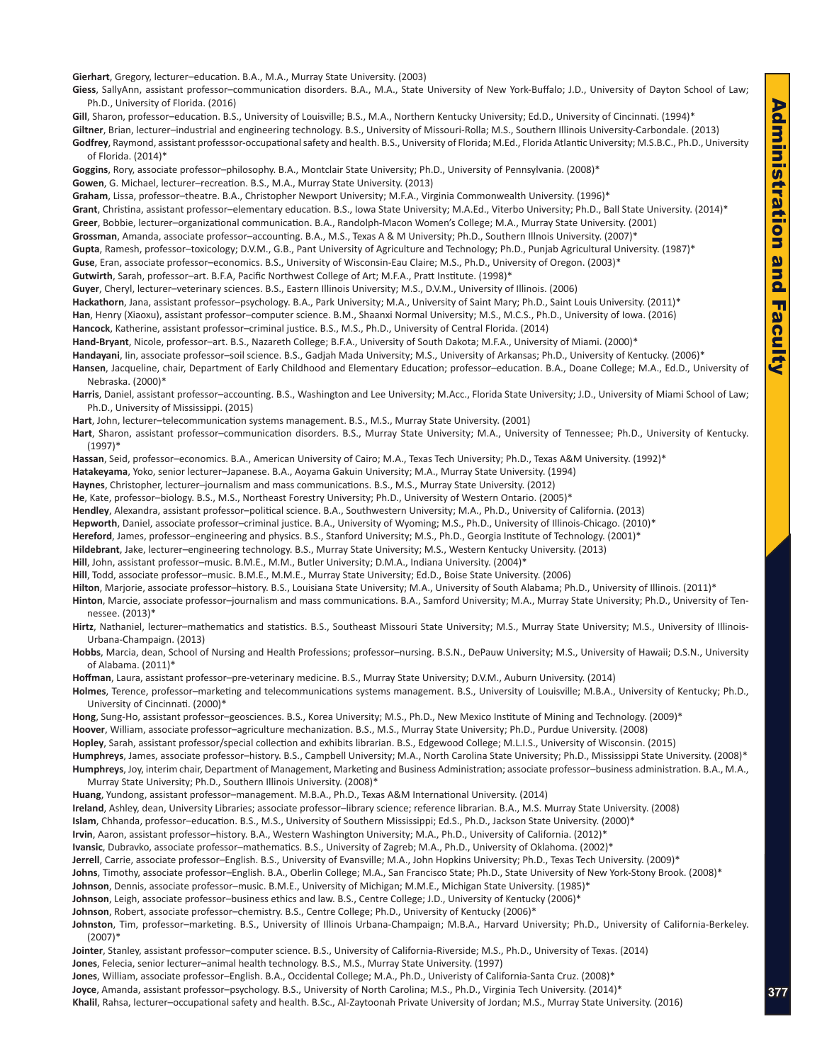**Gierhart**, Gregory, lecturer–education. B.A., M.A., Murray State University. (2003)

**Giess**, SallyAnn, assistant professor–communication disorders. B.A., M.A., State University of New York-Buffalo; J.D., University of Dayton School of Law; Ph.D., University of Florida. (2016)

**Gill**, Sharon, professor–education. B.S., University of Louisville; B.S., M.A., Northern Kentucky University; Ed.D., University of Cincinnati. (1994)*

**Giltner**, Brian, lecturer–industrial and engineering technology. B.S., University of Missouri-Rolla; M.S., Southern Illinois University-Carbondale. (2013)

**Godfrey**, Raymond, assistant professsor-occupational safety and health. B.S., University of Florida; M.Ed., Florida Atlantic University; M.S.B.C., Ph.D., University of Florida. (2014)*

**Goggins**, Rory, associate professor–philosophy. B.A., Montclair State University; Ph.D., University of Pennsylvania. (2008)*

**Gowen**, G. Michael, lecturer–recreation. B.S., M.A., Murray State University. (2013)

**Graham**, Lissa, professor–theatre. B.A., Christopher Newport University; M.F.A., Virginia Commonwealth University. (1996)*

**Grant**, Christina, assistant professor–elementary education. B.S., Iowa State University; M.A.Ed., Viterbo University; Ph.D., Ball State University. (2014)*

**Greer**, Bobbie, lecturer–organizational communication. B.A., Randolph-Macon Women's College; M.A., Murray State University. (2001)

**Grossman**, Amanda, associate professor–accounting. B.A., M.S., Texas A & M University; Ph.D., Southern Illnois University. (2007)*

**Gupta**, Ramesh, professor–toxicology; D.V.M., G.B., Pant University of Agriculture and Technology; Ph.D., Punjab Agricultural University. (1987)*

**Guse**, Eran, associate professor–economics. B.S., University of Wisconsin-Eau Claire; M.S., Ph.D., University of Oregon. (2003)*

**Gutwirth**, Sarah, professor–art. B.F.A, Pacific Northwest College of Art; M.F.A., Pratt Institute. (1998)*

**Guyer**, Cheryl, lecturer–veterinary sciences. B.S., Eastern Illinois University; M.S., D.V.M., University of Illinois. (2006)

**Hackathorn**, Jana, assistant professor–psychology. B.A., Park University; M.A., University of Saint Mary; Ph.D., Saint Louis University. (2011)*

**Han**, Henry (Xiaoxu), assistant professor–computer science. B.M., Shaanxi Normal University; M.S., M.C.S., Ph.D., University of Iowa. (2016)

**Hancock**, Katherine, assistant professor–criminal justice. B.S., M.S., Ph.D., University of Central Florida. (2014)

**Hand-Bryant**, Nicole, professor–art. B.S., Nazareth College; B.F.A., University of South Dakota; M.F.A., University of Miami. (2000)*

**Handayani**, Iin, associate professor–soil science. B.S., Gadjah Mada University; M.S., University of Arkansas; Ph.D., University of Kentucky. (2006)*

**Hansen**, Jacqueline, chair, Department of Early Childhood and Elementary Education; professor–education. B.A., Doane College; M.A., Ed.D., University of Nebraska. (2000)*

**Harris**, Daniel, assistant professor–accounting. B.S., Washington and Lee University; M.Acc., Florida State University; J.D., University of Miami School of Law; Ph.D., University of Mississippi. (2015)

**Hart**, John, lecturer–telecommunication systems management. B.S., M.S., Murray State University. (2001)

**Hart**, Sharon, assistant professor–communication disorders. B.S., Murray State University; M.A., University of Tennessee; Ph.D., University of Kentucky. (1997)*

**Hassan**, Seid, professor–economics. B.A., American University of Cairo; M.A., Texas Tech University; Ph.D., Texas A&M University. (1992)*

**Hatakeyama**, Yoko, senior lecturer–Japanese. B.A., Aoyama Gakuin University; M.A., Murray State University. (1994)

**Haynes**, Christopher, lecturer–journalism and mass communications. B.S., M.S., Murray State University. (2012)

**He**, Kate, professor–biology. B.S., M.S., Northeast Forestry University; Ph.D., University of Western Ontario. (2005)*

**Hendley**, Alexandra, assistant professor–political science. B.A., Southwestern University; M.A., Ph.D., University of California. (2013)

**Hepworth**, Daniel, associate professor–criminal justice. B.A., University of Wyoming; M.S., Ph.D., University of Illinois-Chicago. (2010)*

**Hereford**, James, professor–engineering and physics. B.S., Stanford University; M.S., Ph.D., Georgia Institute of Technology. (2001)*

**Hildebrant**, Jake, lecturer–engineering technology. B.S., Murray State University; M.S., Western Kentucky University. (2013)

**Hill**, John, assistant professor–music. B.M.E., M.M., Butler University; D.M.A., Indiana University. (2004)*

**Hill**, Todd, associate professor–music. B.M.E., M.M.E., Murray State University; Ed.D., Boise State University. (2006)

**Hilton**, Marjorie, associate professor–history. B.S., Louisiana State University; M.A., University of South Alabama; Ph.D., University of Illinois. (2011)*

**Hinton**, Marcie, associate professor–journalism and mass communications. B.A., Samford University; M.A., Murray State University; Ph.D., University of Tennessee. (2013)*

**Hirtz**, Nathaniel, lecturer–mathematics and statistics. B.S., Southeast Missouri State University; M.S., Murray State University; M.S., University of Illinois-Urbana-Champaign. (2013)

**Hobbs**, Marcia, dean, School of Nursing and Health Professions; professor–nursing. B.S.N., DePauw University; M.S., University of Hawaii; D.S.N., University of Alabama. (2011)*

**Hoffman**, Laura, assistant professor–pre-veterinary medicine. B.S., Murray State University; D.V.M., Auburn University. (2014)

**Holmes**, Terence, professor–marketing and telecommunications systems management. B.S., University of Louisville; M.B.A., University of Kentucky; Ph.D., University of Cincinnati. (2000)*

**Hong**, Sung-Ho, assistant professor–geosciences. B.S., Korea University; M.S., Ph.D., New Mexico Institute of Mining and Technology. (2009)*

**Hoover**, William, associate professor–agriculture mechanization. B.S., M.S., Murray State University; Ph.D., Purdue University. (2008)

**Hopley**, Sarah, assistant professor/special collection and exhibits librarian. B.S., Edgewood College; M.L.I.S., University of Wisconsin. (2015)

**Humphreys**, James, associate professor–history. B.S., Campbell University; M.A., North Carolina State University; Ph.D., Mississippi State University. (2008)*

**Humphreys**, Joy, interim chair, Department of Management, Marketing and Business Administration; associate professor–business administration. B.A., M.A., Murray State University; Ph.D., Southern Illinois University. (2008)*

**Huang**, Yundong, assistant professor–management. M.B.A., Ph.D., Texas A&M International University. (2014)

**Ireland**, Ashley, dean, University Libraries; associate professor–library science; reference librarian. B.A., M.S. Murray State University. (2008)

**Islam**, Chhanda, professor–education. B.S., M.S., University of Southern Mississippi; Ed.S., Ph.D., Jackson State University. (2000)*

**Irvin**, Aaron, assistant professor–history. B.A., Western Washington University; M.A., Ph.D., University of California. (2012)*

**Ivansic**, Dubravko, associate professor–mathematics. B.S., University of Zagreb; M.A., Ph.D., University of Oklahoma. (2002)*

**Jerrell**, Carrie, associate professor–English. B.S., University of Evansville; M.A., John Hopkins University; Ph.D., Texas Tech University. (2009)*

**Johns**, Timothy, associate professor–English. B.A., Oberlin College; M.A., San Francisco State; Ph.D., State University of New York-Stony Brook. (2008)*

**Johnson**, Dennis, associate professor–music. B.M.E., University of Michigan; M.M.E., Michigan State University. (1985)*

**Johnson**, Leigh, associate professor–business ethics and law. B.S., Centre College; J.D., University of Kentucky (2006)*

**Johnson**, Robert, associate professor–chemistry. B.S., Centre College; Ph.D., University of Kentucky (2006)*

**Johnston**, Tim, professor–marketing. B.S., University of Illinois Urbana-Champaign; M.B.A., Harvard University; Ph.D., University of California-Berkeley. (2007)*

**Jointer**, Stanley, assistant professor–computer science. B.S., University of California-Riverside; M.S., Ph.D., University of Texas. (2014)

**Jones**, Felecia, senior lecturer–animal health technology. B.S., M.S., Murray State University. (1997)

**Jones**, William, associate professor–English. B.A., Occidental College; M.A., Ph.D., Univeristy of California-Santa Cruz. (2008)*

**Joyce**, Amanda, assistant professor–psychology. B.S., University of North Carolina; M.S., Ph.D., Virginia Tech University. (2014)*

**Khalil**, Rahsa, lecturer–occupational safety and health. B.Sc., Al-Zaytoonah Private University of Jordan; M.S., Murray State University. (2016)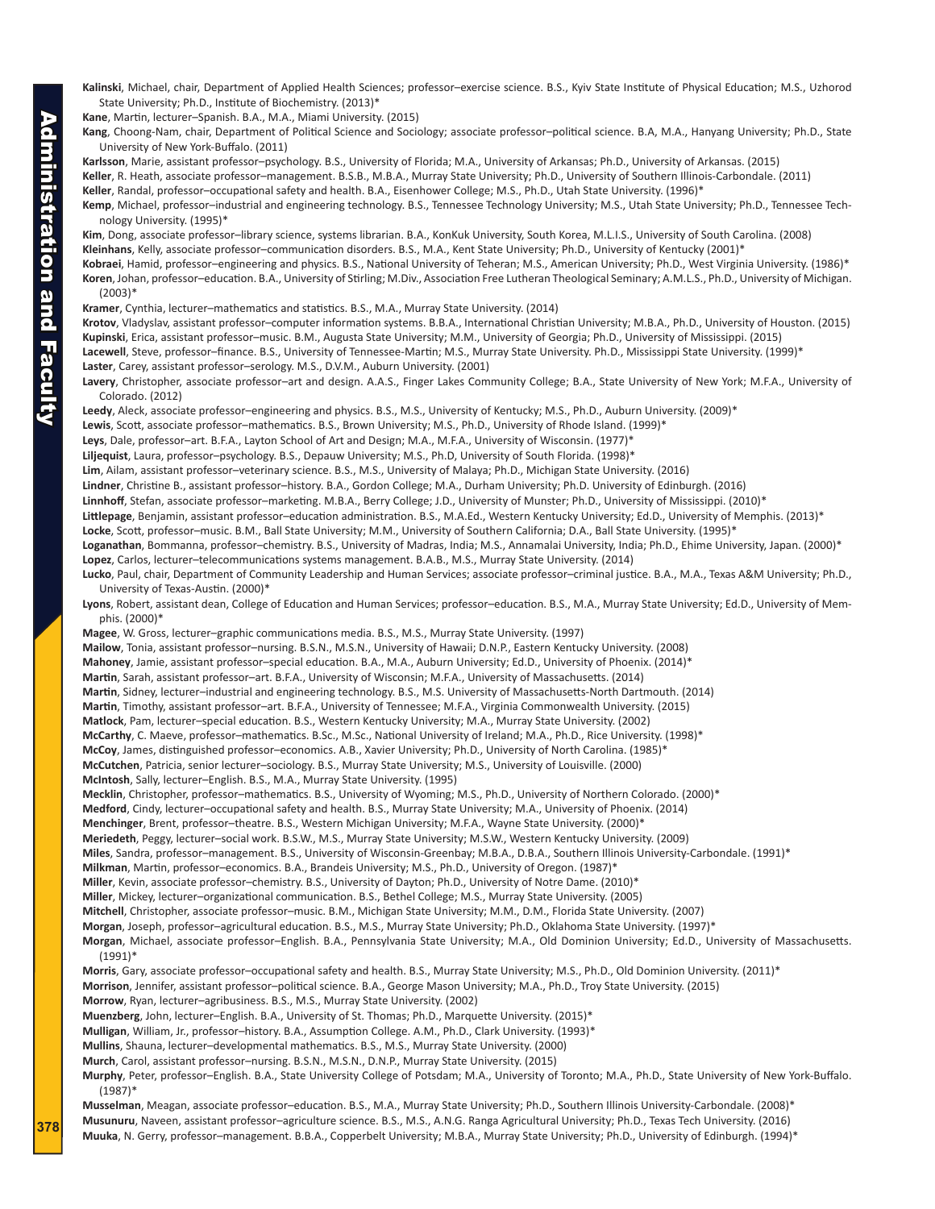**Kalinski**, Michael, chair, Department of Applied Health Sciences; professor–exercise science. B.S., Kyiv State Institute of Physical Education; M.S., Uzhorod State University; Ph.D., Institute of Biochemistry. (2013)*

**Kane**, Martin, lecturer–Spanish. B.A., M.A., Miami University. (2015)

**Kang**, Choong-Nam, chair, Department of Political Science and Sociology; associate professor–political science. B.A, M.A., Hanyang University; Ph.D., State University of New York-Buffalo. (2011)

**Karlsson**, Marie, assistant professor–psychology. B.S., University of Florida; M.A., University of Arkansas; Ph.D., University of Arkansas. (2015)

**Keller**, R. Heath, associate professor–management. B.S.B., M.B.A., Murray State University; Ph.D., University of Southern Illinois-Carbondale. (2011)

**Keller**, Randal, professor–occupational safety and health. B.A., Eisenhower College; M.S., Ph.D., Utah State University. (1996)*

**Kemp**, Michael, professor–industrial and engineering technology. B.S., Tennessee Technology University; M.S., Utah State University; Ph.D., Tennessee Technology University. (1995)*

**Kim**, Dong, associate professor–library science, systems librarian. B.A., KonKuk University, South Korea, M.L.I.S., University of South Carolina. (2008)

**Kleinhans**, Kelly, associate professor–communication disorders. B.S., M.A., Kent State University; Ph.D., University of Kentucky (2001)*

**Kobraei**, Hamid, professor–engineering and physics. B.S., National University of Teheran; M.S., American University; Ph.D., West Virginia University. (1986)*

**Koren**, Johan, professor–education. B.A., University of Stirling; M.Div., Association Free Lutheran Theological Seminary; A.M.L.S., Ph.D., University of Michigan. (2003)*

**Kramer**, Cynthia, lecturer–mathematics and statistics. B.S., M.A., Murray State University. (2014)

**Krotov**, Vladyslav, assistant professor–computer information systems. B.B.A., International Christian University; M.B.A., Ph.D., University of Houston. (2015)

**Kupinski**, Erica, assistant professor–music. B.M., Augusta State University; M.M., University of Georgia; Ph.D., University of Mississippi. (2015)

**Lacewell**, Steve, professor–finance. B.S., University of Tennessee-Martin; M.S., Murray State University. Ph.D., Mississippi State University. (1999)*

**Laster**, Carey, assistant professor–serology. M.S., D.V.M., Auburn University. (2001)

**Lavery**, Christopher, associate professor–art and design. A.A.S., Finger Lakes Community College; B.A., State University of New York; M.F.A., University of Colorado. (2012)

**Leedy**, Aleck, associate professor–engineering and physics. B.S., M.S., University of Kentucky; M.S., Ph.D., Auburn University. (2009)*

**Lewis**, Scott, associate professor–mathematics. B.S., Brown University; M.S., Ph.D., University of Rhode Island. (1999)*

**Leys**, Dale, professor–art. B.F.A., Layton School of Art and Design; M.A., M.F.A., University of Wisconsin. (1977)*

**Liljequist**, Laura, professor–psychology. B.S., Depauw University; M.S., Ph.D, University of South Florida. (1998)*

**Lim**, Ailam, assistant professor–veterinary science. B.S., M.S., University of Malaya; Ph.D., Michigan State University. (2016)

**Lindner**, Christine B., assistant professor–history. B.A., Gordon College; M.A., Durham University; Ph.D. University of Edinburgh. (2016)

**Linnhoff**, Stefan, associate professor–marketing. M.B.A., Berry College; J.D., University of Munster; Ph.D., University of Mississippi. (2010)*

**Littlepage**, Benjamin, assistant professor–education administration. B.S., M.A.Ed., Western Kentucky University; Ed.D., University of Memphis. (2013)*

**Locke**, Scott, professor–music. B.M., Ball State University; M.M., University of Southern California; D.A., Ball State University. (1995)*

**Loganathan**, Bommanna, professor–chemistry. B.S., University of Madras, India; M.S., Annamalai University, India; Ph.D., Ehime University, Japan. (2000)*

**Lopez**, Carlos, lecturer–telecommunications systems management. B.A.B., M.S., Murray State University. (2014)

**Lucko**, Paul, chair, Department of Community Leadership and Human Services; associate professor–criminal justice. B.A., M.A., Texas A&M University; Ph.D., University of Texas-Austin. (2000)*

**Lyons**, Robert, assistant dean, College of Education and Human Services; professor–education. B.S., M.A., Murray State University; Ed.D., University of Memphis. (2000)*

**Magee**, W. Gross, lecturer–graphic communications media. B.S., M.S., Murray State University. (1997)

**Mailow**, Tonia, assistant professor–nursing. B.S.N., M.S.N., University of Hawaii; D.N.P., Eastern Kentucky University. (2008)

**Mahoney**, Jamie, assistant professor–special education. B.A., M.A., Auburn University; Ed.D., University of Phoenix. (2014)*

**Martin**, Sarah, assistant professor–art. B.F.A., University of Wisconsin; M.F.A., University of Massachusetts. (2014)

**Martin**, Sidney, lecturer–industrial and engineering technology. B.S., M.S. University of Massachusetts-North Dartmouth. (2014)

**Martin**, Timothy, assistant professor–art. B.F.A., University of Tennessee; M.F.A., Virginia Commonwealth University. (2015)

**Matlock**, Pam, lecturer–special education. B.S., Western Kentucky University; M.A., Murray State University. (2002)

**McCarthy**, C. Maeve, professor–mathematics. B.Sc., M.Sc., National University of Ireland; M.A., Ph.D., Rice University. (1998)*

**McCoy**, James, distinguished professor–economics. A.B., Xavier University; Ph.D., University of North Carolina. (1985)*

**McCutchen**, Patricia, senior lecturer–sociology. B.S., Murray State University; M.S., University of Louisville. (2000)

**McIntosh**, Sally, lecturer–English. B.S., M.A., Murray State University. (1995)

**Mecklin**, Christopher, professor–mathematics. B.S., University of Wyoming; M.S., Ph.D., University of Northern Colorado. (2000)*

**Medford**, Cindy, lecturer–occupational safety and health. B.S., Murray State University; M.A., University of Phoenix. (2014)

**Menchinger**, Brent, professor–theatre. B.S., Western Michigan University; M.F.A., Wayne State University. (2000)*

**Meriedeth**, Peggy, lecturer–social work. B.S.W., M.S., Murray State University; M.S.W., Western Kentucky University. (2009)

**Miles**, Sandra, professor–management. B.S., University of Wisconsin-Greenbay; M.B.A., D.B.A., Southern Illinois University-Carbondale. (1991)*

**Milkman**, Martin, professor–economics. B.A., Brandeis University; M.S., Ph.D., University of Oregon. (1987)*

**Miller**, Kevin, associate professor–chemistry. B.S., University of Dayton; Ph.D., University of Notre Dame. (2010)*

**Miller**, Mickey, lecturer–organizational communication. B.S., Bethel College; M.S., Murray State University. (2005)

**Mitchell**, Christopher, associate professor–music. B.M., Michigan State University; M.M., D.M., Florida State University. (2007)

**Morgan**, Joseph, professor–agricultural education. B.S., M.S., Murray State University; Ph.D., Oklahoma State University. (1997)*

**Morgan**, Michael, associate professor–English. B.A., Pennsylvania State University; M.A., Old Dominion University; Ed.D., University of Massachusetts. (1991)*

**Morris**, Gary, associate professor–occupational safety and health. B.S., Murray State University; M.S., Ph.D., Old Dominion University. (2011)*

**Morrison**, Jennifer, assistant professor–political science. B.A., George Mason University; M.A., Ph.D., Troy State University. (2015)

**Morrow**, Ryan, lecturer–agribusiness. B.S., M.S., Murray State University. (2002)

**Muenzberg**, John, lecturer–English. B.A., University of St. Thomas; Ph.D., Marquette University. (2015)*

**Mulligan**, William, Jr., professor–history. B.A., Assumption College. A.M., Ph.D., Clark University. (1993)*

**Mullins**, Shauna, lecturer–developmental mathematics. B.S., M.S., Murray State University. (2000)

**Murch**, Carol, assistant professor–nursing. B.S.N., M.S.N., D.N.P., Murray State University. (2015)

**Murphy**, Peter, professor–English. B.A., State University College of Potsdam; M.A., University of Toronto; M.A., Ph.D., State University of New York-Buffalo. (1987)*

**Musselman**, Meagan, associate professor–education. B.S., M.A., Murray State University; Ph.D., Southern Illinois University-Carbondale. (2008)*

**Musunuru**, Naveen, assistant professor–agriculture science. B.S., M.S., A.N.G. Ranga Agricultural University; Ph.D., Texas Tech University. (2016)

**Muuka**, N. Gerry, professor–management. B.B.A., Copperbelt University; M.B.A., Murray State University; Ph.D., University of Edinburgh. (1994)*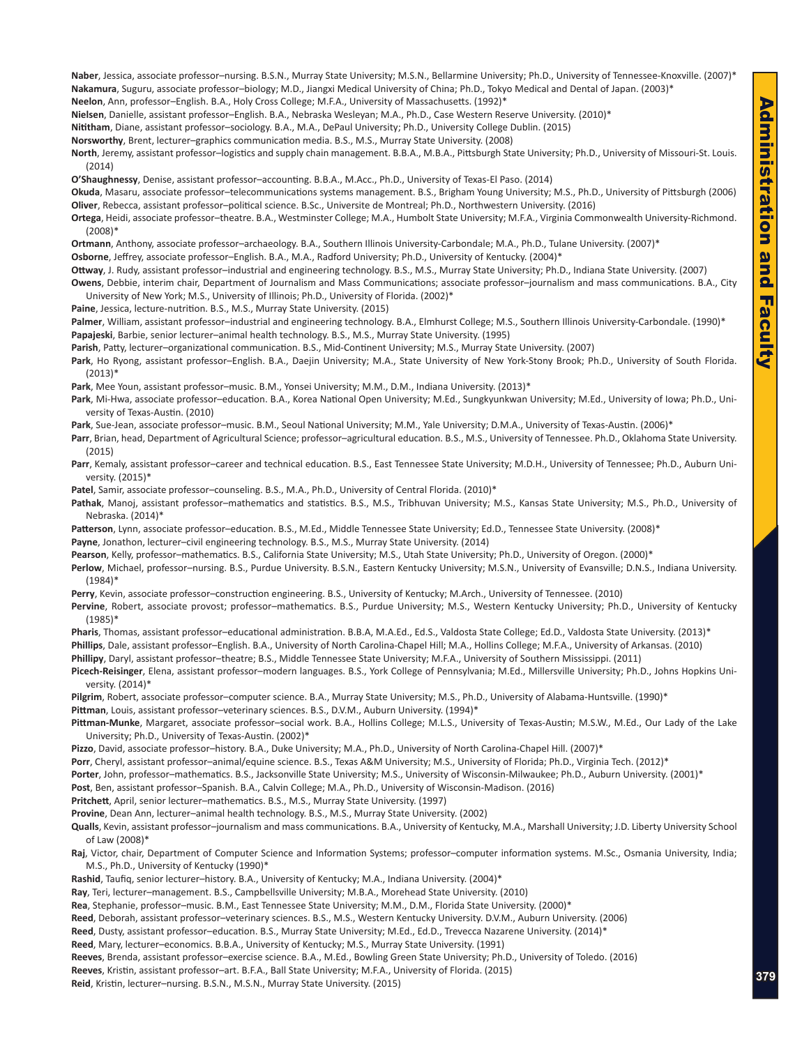**Naber**, Jessica, associate professor–nursing. B.S.N., Murray State University; M.S.N., Bellarmine University; Ph.D., University of Tennessee-Knoxville. (2007)*

**Nakamura**, Suguru, associate professor–biology; M.D., Jiangxi Medical University of China; Ph.D., Tokyo Medical and Dental of Japan. (2003)*

**Neelon**, Ann, professor–English. B.A., Holy Cross College; M.F.A., University of Massachusetts. (1992)*

**Nielsen**, Danielle, assistant professor–English. B.A., Nebraska Wesleyan; M.A., Ph.D., Case Western Reserve University. (2010)*

**Nititham**, Diane, assistant professor–sociology. B.A., M.A., DePaul University; Ph.D., University College Dublin. (2015)

**Norsworthy**, Brent, lecturer–graphics communication media. B.S., M.S., Murray State University. (2008)

**North**, Jeremy, assistant professor–logistics and supply chain management. B.B.A., M.B.A., Pittsburgh State University; Ph.D., University of Missouri-St. Louis. (2014)

**O'Shaughnessy**, Denise, assistant professor–accounting. B.B.A., M.Acc., Ph.D., University of Texas-El Paso. (2014)

**Okuda**, Masaru, associate professor–telecommunications systems management. B.S., Brigham Young University; M.S., Ph.D., University of Pittsburgh (2006)

**Oliver**, Rebecca, assistant professor–political science. B.Sc., Universite de Montreal; Ph.D., Northwestern University. (2016)

**Ortega**, Heidi, associate professor–theatre. B.A., Westminster College; M.A., Humbolt State University; M.F.A., Virginia Commonwealth University-Richmond. (2008)*

**Ortmann**, Anthony, associate professor–archaeology. B.A., Southern Illinois University-Carbondale; M.A., Ph.D., Tulane University. (2007)*

**Osborne**, Jeffrey, associate professor–English. B.A., M.A., Radford University; Ph.D., University of Kentucky. (2004)*

**Ottway**, J. Rudy, assistant professor–industrial and engineering technology. B.S., M.S., Murray State University; Ph.D., Indiana State University. (2007)

**Owens**, Debbie, interim chair, Department of Journalism and Mass Communications; associate professor–journalism and mass communications. B.A., City University of New York; M.S., University of Illinois; Ph.D., University of Florida. (2002)*

**Paine**, Jessica, lecture-nutrition. B.S., M.S., Murray State University. (2015)

**Palmer**, William, assistant professor–industrial and engineering technology. B.A., Elmhurst College; M.S., Southern Illinois University-Carbondale. (1990)*

**Papajeski**, Barbie, senior lecturer–animal health technology. B.S., M.S., Murray State University. (1995)

**Parish**, Patty, lecturer–organizational communication. B.S., Mid-Continent University; M.S., Murray State University. (2007)

**Park**, Ho Ryong, assistant professor–English. B.A., Daejin University; M.A., State University of New York-Stony Brook; Ph.D., University of South Florida. (2013)*

**Park**, Mee Youn, assistant professor–music. B.M., Yonsei University; M.M., D.M., Indiana University. (2013)*

**Park**, Mi-Hwa, associate professor–education. B.A., Korea National Open University; M.Ed., Sungkyunkwan University; M.Ed., University of Iowa; Ph.D., University of Texas-Austin. (2010)

**Park**, Sue-Jean, associate professor–music. B.M., Seoul National University; M.M., Yale University; D.M.A., University of Texas-Austin. (2006)*

**Parr**, Brian, head, Department of Agricultural Science; professor–agricultural education. B.S., M.S., University of Tennessee. Ph.D., Oklahoma State University. (2015)

**Parr**, Kemaly, assistant professor–career and technical education. B.S., East Tennessee State University; M.D.H., University of Tennessee; Ph.D., Auburn University. (2015)*

**Patel**, Samir, associate professor–counseling. B.S., M.A., Ph.D., University of Central Florida. (2010)*

**Pathak**, Manoj, assistant professor–mathematics and statistics. B.S., M.S., Tribhuvan University; M.S., Kansas State University; M.S., Ph.D., University of Nebraska. (2014)*

**Patterson**, Lynn, associate professor–education. B.S., M.Ed., Middle Tennessee State University; Ed.D., Tennessee State University. (2008)*

**Payne**, Jonathon, lecturer–civil engineering technology. B.S., M.S., Murray State University. (2014)

**Pearson**, Kelly, professor–mathematics. B.S., California State University; M.S., Utah State University; Ph.D., University of Oregon. (2000)*

**Perlow**, Michael, professor–nursing. B.S., Purdue University. B.S.N., Eastern Kentucky University; M.S.N., University of Evansville; D.N.S., Indiana University. (1984)*

**Perry**, Kevin, associate professor–construction engineering. B.S., University of Kentucky; M.Arch., University of Tennessee. (2010)

**Pervine**, Robert, associate provost; professor–mathematics. B.S., Purdue University; M.S., Western Kentucky University; Ph.D., University of Kentucky (1985)*

**Pharis**, Thomas, assistant professor–educational administration. B.B.A, M.A.Ed., Ed.S., Valdosta State College; Ed.D., Valdosta State University. (2013)*

**Phillips**, Dale, assistant professor–English. B.A., University of North Carolina-Chapel Hill; M.A., Hollins College; M.F.A., University of Arkansas. (2010)

**Phillipy**, Daryl, assistant professor–theatre; B.S., Middle Tennessee State University; M.F.A., University of Southern Mississippi. (2011)

**Picech-Reisinger**, Elena, assistant professor–modern languages. B.S., York College of Pennsylvania; M.Ed., Millersville University; Ph.D., Johns Hopkins University. (2014)*

**Pilgrim**, Robert, associate professor–computer science. B.A., Murray State University; M.S., Ph.D., University of Alabama-Huntsville. (1990)*

**Pittman**, Louis, assistant professor–veterinary sciences. B.S., D.V.M., Auburn University. (1994)*

**Pittman-Munke**, Margaret, associate professor–social work. B.A., Hollins College; M.L.S., University of Texas-Austin; M.S.W., M.Ed., Our Lady of the Lake University; Ph.D., University of Texas-Austin. (2002)*

**Pizzo**, David, associate professor–history. B.A., Duke University; M.A., Ph.D., University of North Carolina-Chapel Hill. (2007)*

**Porr**, Cheryl, assistant professor–animal/equine science. B.S., Texas A&M University; M.S., University of Florida; Ph.D., Virginia Tech. (2012)*

**Porter**, John, professor–mathematics. B.S., Jacksonville State University; M.S., University of Wisconsin-Milwaukee; Ph.D., Auburn University. (2001)*

**Post**, Ben, assistant professor–Spanish. B.A., Calvin College; M.A., Ph.D., University of Wisconsin-Madison. (2016)

**Pritchett**, April, senior lecturer–mathematics. B.S., M.S., Murray State University. (1997)

**Provine**, Dean Ann, lecturer–animal health technology. B.S., M.S., Murray State University. (2002)

**Qualls**, Kevin, assistant professor–journalism and mass communications. B.A., University of Kentucky, M.A., Marshall University; J.D. Liberty University School of Law (2008)*

**Raj**, Victor, chair, Department of Computer Science and Information Systems; professor–computer information systems. M.Sc., Osmania University, India; M.S., Ph.D., University of Kentucky (1990)*

**Rashid**, Taufiq, senior lecturer–history. B.A., University of Kentucky; M.A., Indiana University. (2004)*

**Ray**, Teri, lecturer–management. B.S., Campbellsville University; M.B.A., Morehead State University. (2010)

**Rea**, Stephanie, professor–music. B.M., East Tennessee State University; M.M., D.M., Florida State University. (2000)*

**Reed**, Deborah, assistant professor–veterinary sciences. B.S., M.S., Western Kentucky University. D.V.M., Auburn University. (2006)

**Reed**, Dusty, assistant professor–education. B.S., Murray State University; M.Ed., Ed.D., Trevecca Nazarene University. (2014)*

**Reed**, Mary, lecturer–economics. B.B.A., University of Kentucky; M.S., Murray State University. (1991)

**Reeves**, Brenda, assistant professor–exercise science. B.A., M.Ed., Bowling Green State University; Ph.D., University of Toledo. (2016)

**Reeves**, Kristin, assistant professor–art. B.F.A., Ball State University; M.F.A., University of Florida. (2015)

**Reid**, Kristin, lecturer–nursing. B.S.N., M.S.N., Murray State University. (2015)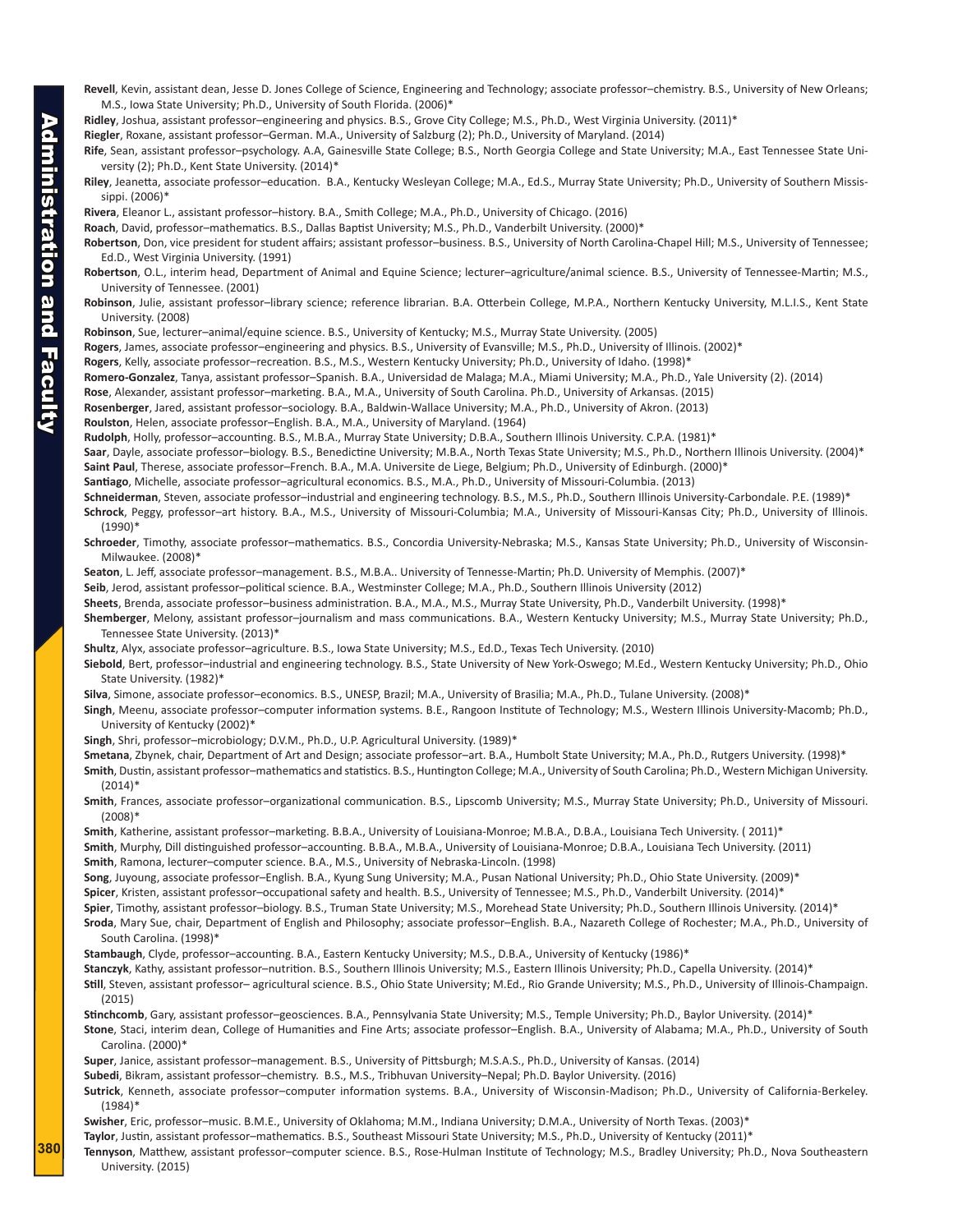**Revell**, Kevin, assistant dean, Jesse D. Jones College of Science, Engineering and Technology; associate professor–chemistry. B.S., University of New Orleans; M.S., Iowa State University; Ph.D., University of South Florida. (2006)*

**Ridley**, Joshua, assistant professor–engineering and physics. B.S., Grove City College; M.S., Ph.D., West Virginia University. (2011)*

**Riegler**, Roxane, assistant professor–German. M.A., University of Salzburg (2); Ph.D., University of Maryland. (2014)

**Rife**, Sean, assistant professor–psychology. A.A, Gainesville State College; B.S., North Georgia College and State University; M.A., East Tennessee State University (2); Ph.D., Kent State University. (2014)*

**Riley**, Jeanetta, associate professor–education. B.A., Kentucky Wesleyan College; M.A., Ed.S., Murray State University; Ph.D., University of Southern Mississippi. (2006)*

**Rivera**, Eleanor L., assistant professor–history. B.A., Smith College; M.A., Ph.D., University of Chicago. (2016)

**Roach**, David, professor–mathematics. B.S., Dallas Baptist University; M.S., Ph.D., Vanderbilt University. (2000)*

**Robertson**, Don, vice president for student affairs; assistant professor–business. B.S., University of North Carolina-Chapel Hill; M.S., University of Tennessee; Ed.D., West Virginia University. (1991)

**Robertson**, O.L., interim head, Department of Animal and Equine Science; lecturer–agriculture/animal science. B.S., University of Tennessee-Martin; M.S., University of Tennessee. (2001)

**Robinson**, Julie, assistant professor–library science; reference librarian. B.A. Otterbein College, M.P.A., Northern Kentucky University, M.L.I.S., Kent State University. (2008)

**Robinson**, Sue, lecturer–animal/equine science. B.S., University of Kentucky; M.S., Murray State University. (2005)

**Rogers**, James, associate professor–engineering and physics. B.S., University of Evansville; M.S., Ph.D., University of Illinois. (2002)*

**Rogers**, Kelly, associate professor–recreation. B.S., M.S., Western Kentucky University; Ph.D., University of Idaho. (1998)*

**Romero-Gonzalez**, Tanya, assistant professor–Spanish. B.A., Universidad de Malaga; M.A., Miami University; M.A., Ph.D., Yale University (2). (2014)

**Rose**, Alexander, assistant professor–marketing. B.A., M.A., University of South Carolina. Ph.D., University of Arkansas. (2015)

**Rosenberger**, Jared, assistant professor–sociology. B.A., Baldwin-Wallace University; M.A., Ph.D., University of Akron. (2013)

**Roulston**, Helen, associate professor–English. B.A., M.A., University of Maryland. (1964)

**Rudolph**, Holly, professor–accounting. B.S., M.B.A., Murray State University; D.B.A., Southern Illinois University. C.P.A. (1981)*

**Saar**, Dayle, associate professor–biology. B.S., Benedictine University; M.B.A., North Texas State University; M.S., Ph.D., Northern Illinois University. (2004)*

**Saint Paul**, Therese, associate professor–French. B.A., M.A. Universite de Liege, Belgium; Ph.D., University of Edinburgh. (2000)*

**Santiago**, Michelle, associate professor–agricultural economics. B.S., M.A., Ph.D., University of Missouri-Columbia. (2013)

**Schneiderman**, Steven, associate professor–industrial and engineering technology. B.S., M.S., Ph.D., Southern Illinois University-Carbondale. P.E. (1989)*

**Schrock**, Peggy, professor–art history. B.A., M.S., University of Missouri-Columbia; M.A., University of Missouri-Kansas City; Ph.D., University of Illinois. (1990)*

**Schroeder**, Timothy, associate professor–mathematics. B.S., Concordia University-Nebraska; M.S., Kansas State University; Ph.D., University of Wisconsin-Milwaukee. (2008)*

**Seaton**, L. Jeff, associate professor–management. B.S., M.B.A.. University of Tennesse-Martin; Ph.D. University of Memphis. (2007)*

**Seib**, Jerod, assistant professor–political science. B.A., Westminster College; M.A., Ph.D., Southern Illinois University (2012)

**Sheets**, Brenda, associate professor–business administration. B.A., M.A., M.S., Murray State University, Ph.D., Vanderbilt University. (1998)*

**Shemberger**, Melony, assistant professor–journalism and mass communications. B.A., Western Kentucky University; M.S., Murray State University; Ph.D., Tennessee State University. (2013)*

**Shultz**, Alyx, associate professor–agriculture. B.S., Iowa State University; M.S., Ed.D., Texas Tech University. (2010)

**Siebold**, Bert, professor–industrial and engineering technology. B.S., State University of New York-Oswego; M.Ed., Western Kentucky University; Ph.D., Ohio State University. (1982)*

**Silva**, Simone, associate professor–economics. B.S., UNESP, Brazil; M.A., University of Brasilia; M.A., Ph.D., Tulane University. (2008)*

**Singh**, Meenu, associate professor–computer information systems. B.E., Rangoon Institute of Technology; M.S., Western Illinois University-Macomb; Ph.D., University of Kentucky (2002)*

**Singh**, Shri, professor–microbiology; D.V.M., Ph.D., U.P. Agricultural University. (1989)*

**Smetana**, Zbynek, chair, Department of Art and Design; associate professor–art. B.A., Humbolt State University; M.A., Ph.D., Rutgers University. (1998)*

**Smith**, Dustin, assistant professor–mathematics and statistics. B.S., Huntington College; M.A., University of South Carolina; Ph.D., Western Michigan University. (2014)*

**Smith**, Frances, associate professor–organizational communication. B.S., Lipscomb University; M.S., Murray State University; Ph.D., University of Missouri. (2008)*

**Smith**, Katherine, assistant professor–marketing. B.B.A., University of Louisiana-Monroe; M.B.A., D.B.A., Louisiana Tech University. ( 2011)*

**Smith**, Murphy, Dill distinguished professor–accounting. B.B.A., M.B.A., University of Louisiana-Monroe; D.B.A., Louisiana Tech University. (2011)

**Smith**, Ramona, lecturer–computer science. B.A., M.S., University of Nebraska-Lincoln. (1998)

**Song**, Juyoung, associate professor–English. B.A., Kyung Sung University; M.A., Pusan National University; Ph.D., Ohio State University. (2009)*

**Spicer**, Kristen, assistant professor–occupational safety and health. B.S., University of Tennessee; M.S., Ph.D., Vanderbilt University. (2014)*

**Spier**, Timothy, assistant professor–biology. B.S., Truman State University; M.S., Morehead State University; Ph.D., Southern Illinois University. (2014)*

**Sroda**, Mary Sue, chair, Department of English and Philosophy; associate professor–English. B.A., Nazareth College of Rochester; M.A., Ph.D., University of South Carolina. (1998)*

**Stambaugh**, Clyde, professor–accounting. B.A., Eastern Kentucky University; M.S., D.B.A., University of Kentucky (1986)*

**Stanczyk**, Kathy, assistant professor–nutrition. B.S., Southern Illinois University; M.S., Eastern Illinois University; Ph.D., Capella University. (2014)*

**Still**, Steven, assistant professor– agricultural science. B.S., Ohio State University; M.Ed., Rio Grande University; M.S., Ph.D., University of Illinois-Champaign. (2015)

**Stinchcomb**, Gary, assistant professor–geosciences. B.A., Pennsylvania State University; M.S., Temple University; Ph.D., Baylor University. (2014)*

**Stone**, Staci, interim dean, College of Humanities and Fine Arts; associate professor–English. B.A., University of Alabama; M.A., Ph.D., University of South Carolina. (2000)*

**Super**, Janice, assistant professor–management. B.S., University of Pittsburgh; M.S.A.S., Ph.D., University of Kansas. (2014)

**Subedi**, Bikram, assistant professor–chemistry. B.S., M.S., Tribhuvan University–Nepal; Ph.D. Baylor University. (2016)

**Sutrick**, Kenneth, associate professor–computer information systems. B.A., University of Wisconsin-Madison; Ph.D., University of California-Berkeley. (1984)*

**Swisher**, Eric, professor–music. B.M.E., University of Oklahoma; M.M., Indiana University; D.M.A., University of North Texas. (2003)*

**Taylor**, Justin, assistant professor–mathematics. B.S., Southeast Missouri State University; M.S., Ph.D., University of Kentucky (2011)*

**Tennyson**, Matthew, assistant professor–computer science. B.S., Rose-Hulman Institute of Technology; M.S., Bradley University; Ph.D., Nova Southeastern University. (2015)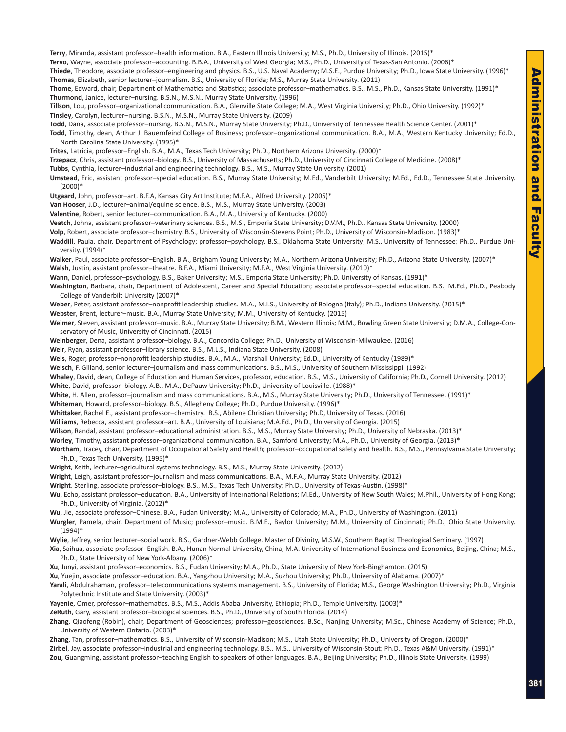**Terry**, Miranda, assistant professor–health information. B.A., Eastern Illinois University; M.S., Ph.D., University of Illinois. (2015)*

**Tervo**, Wayne, associate professor–accounting. B.B.A., University of West Georgia; M.S., Ph.D., University of Texas-San Antonio. (2006)*

**Thiede**, Theodore, associate professor–engineering and physics. B.S., U.S. Naval Academy; M.S.E., Purdue University; Ph.D., Iowa State University. (1996)*

**Thomas**, Elizabeth, senior lecturer–journalism. B.S., University of Florida; M.S., Murray State University. (2011)

**Thome**, Edward, chair, Department of Mathematics and Statistics; associate professor–mathematics. B.S., M.S., Ph.D., Kansas State University. (1991)*

**Thurmond**, Janice, lecturer–nursing. B.S.N., M.S.N., Murray State University. (1996)

**Tillson**, Lou, professor–organizational communication. B.A., Glenville State College; M.A., West Virginia University; Ph.D., Ohio University. (1992)*

**Tinsley**, Carolyn, lecturer–nursing. B.S.N., M.S.N., Murray State University. (2009)

**Todd**, Dana, associate professor–nursing. B.S.N., M.S.N., Murray State University; Ph.D., University of Tennessee Health Science Center. (2001)*

**Todd**, Timothy, dean, Arthur J. Bauernfeind College of Business; professor–organizational communication. B.A., M.A., Western Kentucky University; Ed.D., North Carolina State University. (1995)*

**Trites**, Latricia, professor–English. B.A., M.A., Texas Tech University; Ph.D., Northern Arizona University. (2000)*

**Trzepacz**, Chris, assistant professor–biology. B.S., University of Massachusetts; Ph.D., University of Cincinnati College of Medicine. (2008)*

**Tubbs**, Cynthia, lecturer–industrial and engineering technology. B.S., M.S., Murray State University. (2001)

**Umstead**, Eric, assistant professor–special education. B.S., Murray State University; M.Ed., Vanderbilt University; M.Ed., Ed.D., Tennessee State University. (2000)*

**Utgaard**, John, professor–art. B.F.A, Kansas City Art Institute; M.F.A., Alfred University. (2005)*

**Van Hooser**, J.D., lecturer–animal/equine science. B.S., M.S., Murray State University. (2003)

**Valentine**, Robert, senior lecturer–communication. B.A., M.A., University of Kentucky. (2000)

**Veatch**, Johna, assistant professor–veterinary sciences. B.S., M.S., Emporia State University; D.V.M., Ph.D., Kansas State University. (2000)

**Volp**, Robert, associate professor–chemistry. B.S., University of Wisconsin-Stevens Point; Ph.D., University of Wisconsin-Madison. (1983)*

**Waddill**, Paula, chair, Department of Psychology; professor–psychology. B.S., Oklahoma State University; M.S., University of Tennessee; Ph.D., Purdue University. (1994)*

**Walker**, Paul, associate professor–English. B.A., Brigham Young University; M.A., Northern Arizona University; Ph.D., Arizona State University. (2007)*

**Walsh**, Justin, assistant professor–theatre. B.F.A., Miami University; M.F.A., West Virginia University. (2010)*

**Wann**, Daniel, professor–psychology. B.S., Baker University; M.S., Emporia State University; Ph.D. University of Kansas. (1991)*

**Washington**, Barbara, chair, Department of Adolescent, Career and Special Education; associate professor–special education. B.S., M.Ed., Ph.D., Peabody College of Vanderbilt University (2007)*

**Weber**, Peter, assistant professor–nonprofit leadership studies. M.A., M.I.S., University of Bologna (Italy); Ph.D., Indiana University. (2015)*

**Webster**, Brent, lecturer–music. B.A., Murray State University; M.M., University of Kentucky. (2015)

**Weimer**, Steven, assistant professor–music. B.A., Murray State University; B.M., Western Illinois; M.M., Bowling Green State University; D.M.A., College-Conservatory of Music, University of Cincinnati. (2015)

**Weinberger**, Dena, assistant professor–biology. B.A., Concordia College; Ph.D., University of Wisconsin-Milwaukee. (2016)

**Weir**, Ryan, assistant professor–library science. B.S., M.L.S., Indiana State University. (2008)

**Weis**, Roger, professor–nonprofit leadership studies. B.A., M.A., Marshall University; Ed.D., University of Kentucky (1989)*

**Welsch**, F. Gilland, senior lecturer–journalism and mass communications. B.S., M.S., University of Southern Mississippi. (1992)

**Whaley**, David, dean, College of Education and Human Services, professor, education. B.S., M.S., University of California; Ph.D., Cornell University. (2012)

**White**, David, professor–biology. A.B., M.A., DePauw University; Ph.D., University of Louisville. (1988)*

**White**, H. Allen, professor–journalism and mass communications. B.A., M.S., Murray State University; Ph.D., University of Tennessee. (1991)*

**Whiteman**, Howard, professor–biology. B.S., Allegheny College; Ph.D., Purdue University. (1996)*

**Whittaker**, Rachel E., assistant professor–chemistry. B.S., Abilene Christian University; Ph.D, University of Texas. (2016)

**Williams**, Rebecca, assistant professor–art. B.A., University of Louisiana; M.A.Ed., Ph.D., University of Georgia. (2015)

**Wilson**, Randal, assistant professor–educational administration. B.S., M.S., Murray State University; Ph.D., University of Nebraska. (2013)*

**Worley**, Timothy, assistant professor–organizational communication. B.A., Samford University; M.A., Ph.D., University of Georgia. (2013)*

**Wortham**, Tracey, chair, Department of Occupational Safety and Health; professor–occupational safety and health. B.S., M.S., Pennsylvania State University; Ph.D., Texas Tech University. (1995)*

**Wright**, Keith, lecturer–agricultural systems technology. B.S., M.S., Murray State University. (2012)

**Wright**, Leigh, assistant professor–journalism and mass communications. B.A., M.F.A., Murray State University. (2012)

**Wright**, Sterling, associate professor–biology. B.S., M.S., Texas Tech University; Ph.D., University of Texas-Austin. (1998)*

**Wu**, Echo, assistant professor–education. B.A., University of International Relations; M.Ed., University of New South Wales; M.Phil., University of Hong Kong; Ph.D., University of Virginia. (2012)*

**Wu**, Jie, associate professor–Chinese. B.A., Fudan University; M.A., University of Colorado; M.A., Ph.D., University of Washington. (2011)

**Wurgler**, Pamela, chair, Department of Music; professor–music. B.M.E., Baylor University; M.M., University of Cincinnati; Ph.D., Ohio State University. (1994)*

**Wylie**, Jeffrey, senior lecturer–social work. B.S., Gardner-Webb College. Master of Divinity, M.S.W., Southern Baptist Theological Seminary. (1997)

**Xia**, Saihua, associate professor–English. B.A., Hunan Normal University, China; M.A. University of International Business and Economics, Beijing, China; M.S., Ph.D., State University of New York-Albany. (2006)*

**Xu**, Junyi, assistant professor–economics. B.S., Fudan University; M.A., Ph.D., State University of New York-Binghamton. (2015)

**Xu**, Yuejin, associate professor–education. B.A., Yangzhou University; M.A., Suzhou University; Ph.D., University of Alabama. (2007)*

**Yarali**, Abdulrahaman, professor–telecommunications systems management. B.S., University of Florida; M.S., George Washington University; Ph.D., Virginia Polytechnic Institute and State University. (2003)*

**Yayenie**, Omer, professor–mathematics. B.S., M.S., Addis Ababa University, Ethiopia; Ph.D., Temple University. (2003)*

**ZeRuth**, Gary, assistant professor–biological sciences. B.S., Ph.D., University of South Florida. (2014)

**Zhang**, Qiaofeng (Robin), chair, Department of Geosciences; professor–geosciences. B.Sc., Nanjing University; M.Sc., Chinese Academy of Science; Ph.D., University of Western Ontario. (2003)*

**Zhang**, Tan, professor–mathematics. B.S., University of Wisconsin-Madison; M.S., Utah State University; Ph.D., University of Oregon. (2000)*

**Zirbel**, Jay, associate professor–industrial and engineering technology. B.S., M.S., University of Wisconsin-Stout; Ph.D., Texas A&M University. (1991)*

**Zou**, Guangming, assistant professor–teaching English to speakers of other languages. B.A., Beijing University; Ph.D., Illinois State University. (1999)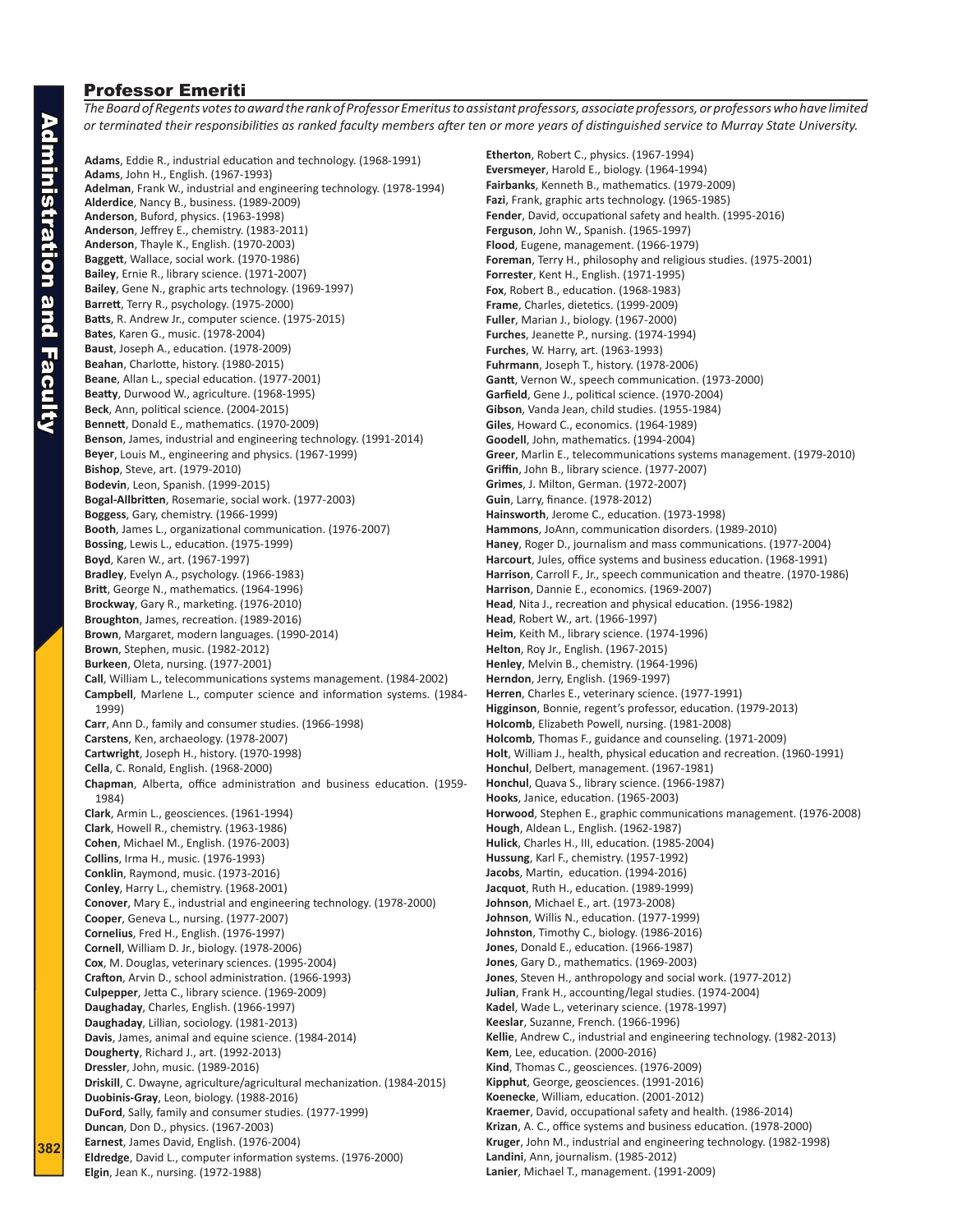## Professor Emeriti

*The Board of Regents votes to award the rank of Professor Emeritus to assistant professors, associate professors, or professors who have limited or terminated their responsibilities as ranked faculty members after ten or more years of distinguished service to Murray State University.*

**Adams**, Eddie R., industrial education and technology. (1968-1991)
**Adams**, John H., English. (1967-1993)
**Adelman**, Frank W., industrial and engineering technology. (1978-1994)
**Alderdice**, Nancy B., business. (1989-2009)
**Anderson**, Buford, physics. (1963-1998)
**Anderson**, Jeffrey E., chemistry. (1983-2011)
**Anderson**, Thayle K., English. (1970-2003)
**Baggett**, Wallace, social work. (1970-1986)
**Bailey**, Ernie R., library science. (1971-2007)
**Bailey**, Gene N., graphic arts technology. (1969-1997)
**Barrett**, Terry R., psychology. (1975-2000)
**Batts**, R. Andrew Jr., computer science. (1975-2015)
**Bates**, Karen G., music. (1978-2004)
**Baust**, Joseph A., education. (1978-2009)
**Beahan**, Charlotte, history. (1980-2015)
**Beane**, Allan L., special education. (1977-2001)
**Beatty**, Durwood W., agriculture. (1968-1995)
**Beck**, Ann, political science. (2004-2015)
**Bennett**, Donald E., mathematics. (1970-2009)
**Benson**, James, industrial and engineering technology. (1991-2014)
**Beyer**, Louis M., engineering and physics. (1967-1999)
**Bishop**, Steve, art. (1979-2010)
**Bodevin**, Leon, Spanish. (1999-2015)
**Bogal-Allbritten**, Rosemarie, social work. (1977-2003)
**Boggess**, Gary, chemistry. (1966-1999)
**Booth**, James L., organizational communication. (1976-2007)
**Bossing**, Lewis L., education. (1975-1999)
**Boyd**, Karen W., art. (1967-1997)
**Bradley**, Evelyn A., psychology. (1966-1983)
**Britt**, George N., mathematics. (1964-1996)
**Brockway**, Gary R., marketing. (1976-2010)
**Broughton**, James, recreation. (1989-2016)
**Brown**, Margaret, modern languages. (1990-2014)
**Brown**, Stephen, music. (1982-2012)
**Burkeen**, Oleta, nursing. (1977-2001)
**Call**, William L., telecommunications systems management. (1984-2002)
**Campbell**, Marlene L., computer science and information systems. (1984-1999)
**Carr**, Ann D., family and consumer studies. (1966-1998)
**Carstens**, Ken, archaeology. (1978-2007)
**Cartwright**, Joseph H., history. (1970-1998)
**Cella**, C. Ronald, English. (1968-2000)
**Chapman**, Alberta, office administration and business education. (1959-1984)
**Clark**, Armin L., geosciences. (1961-1994)
**Clark**, Howell R., chemistry. (1963-1986)
**Cohen**, Michael M., English. (1976-2003)
**Collins**, Irma H., music. (1976-1993)
**Conklin**, Raymond, music. (1973-2016)
**Conley**, Harry L., chemistry. (1968-2001)
**Conover**, Mary E., industrial and engineering technology. (1978-2000)
**Cooper**, Geneva L., nursing. (1977-2007)
**Cornelius**, Fred H., English. (1976-1997)
**Cornell**, William D. Jr., biology. (1978-2006)
**Cox**, M. Douglas, veterinary sciences. (1995-2004)
**Crafton**, Arvin D., school administration. (1966-1993)
**Culpepper**, Jetta C., library science. (1969-2009)
**Daughaday**, Charles, English. (1966-1997)
**Daughaday**, Lillian, sociology. (1981-2013)
**Davis**, James, animal and equine science. (1984-2014)
**Dougherty**, Richard J., art. (1992-2013)
**Dressler**, John, music. (1989-2016)
**Driskill**, C. Dwayne, agriculture/agricultural mechanization. (1984-2015)
**Duobinis-Gray**, Leon, biology. (1988-2016)
**DuFord**, Sally, family and consumer studies. (1977-1999)
**Duncan**, Don D., physics. (1967-2003)
**Earnest**, James David, English. (1976-2004)
**Eldredge**, David L., computer information systems. (1976-2000)
**Elgin**, Jean K., nursing. (1972-1988)
**Etherton**, Robert C., physics. (1967-1994)
**Eversmeyer**, Harold E., biology. (1964-1994)
**Fairbanks**, Kenneth B., mathematics. (1979-2009)
**Fazi**, Frank, graphic arts technology. (1965-1985)
**Fender**, David, occupational safety and health. (1995-2016)
**Ferguson**, John W., Spanish. (1965-1997)
**Flood**, Eugene, management. (1966-1979)
**Foreman**, Terry H., philosophy and religious studies. (1975-2001)
**Forrester**, Kent H., English. (1971-1995)
**Fox**, Robert B., education. (1968-1983)
**Frame**, Charles, dietetics. (1999-2009)
**Fuller**, Marian J., biology. (1967-2000)
**Furches**, Jeanette P., nursing. (1974-1994)
**Furches**, W. Harry, art. (1963-1993)
**Fuhrmann**, Joseph T., history. (1978-2006)
**Gantt**, Vernon W., speech communication. (1973-2000)
**Garfield**, Gene J., political science. (1970-2004)
**Gibson**, Vanda Jean, child studies. (1955-1984)
**Giles**, Howard C., economics. (1964-1989)
**Goodell**, John, mathematics. (1994-2004)
**Greer**, Marlin E., telecommunications systems management. (1979-2010)
**Griffin**, John B., library science. (1977-2007)
**Grimes**, J. Milton, German. (1972-2007)
**Guin**, Larry, finance. (1978-2012)
**Hainsworth**, Jerome C., education. (1973-1998)
**Hammons**, JoAnn, communication disorders. (1989-2010)
**Haney**, Roger D., journalism and mass communications. (1977-2004)
**Harcourt**, Jules, office systems and business education. (1968-1991)
**Harrison**, Carroll F., Jr., speech communication and theatre. (1970-1986)
**Harrison**, Dannie E., economics. (1969-2007)
**Head**, Nita J., recreation and physical education. (1956-1982)
**Head**, Robert W., art. (1966-1997)
**Heim**, Keith M., library science. (1974-1996)
**Helton**, Roy Jr., English. (1967-2015)
**Henley**, Melvin B., chemistry. (1964-1996)
**Herndon**, Jerry, English. (1969-1997)
**Herren**, Charles E., veterinary science. (1977-1991)
**Higginson**, Bonnie, regent's professor, education. (1979-2013)
**Holcomb**, Elizabeth Powell, nursing. (1981-2008)
**Holcomb**, Thomas F., guidance and counseling. (1971-2009)
**Holt**, William J., health, physical education and recreation. (1960-1991)
**Honchul**, Delbert, management. (1967-1981)
**Honchul**, Quava S., library science. (1966-1987)
**Hooks**, Janice, education. (1965-2003)
**Horwood**, Stephen E., graphic communications management. (1976-2008)
**Hough**, Aldean L., English. (1962-1987)
**Hulick**, Charles H., III, education. (1985-2004)
**Hussung**, Karl F., chemistry. (1957-1992)
**Jacobs**, Martin, education. (1994-2016)
**Jacquot**, Ruth H., education. (1989-1999)
**Johnson**, Michael E., art. (1973-2008)
**Johnson**, Willis N., education. (1977-1999)
**Johnston**, Timothy C., biology. (1986-2016)
**Jones**, Donald E., education. (1966-1987)
**Jones**, Gary D., mathematics. (1969-2003)
**Jones**, Steven H., anthropology and social work. (1977-2012)
**Julian**, Frank H., accounting/legal studies. (1974-2004)
**Kadel**, Wade L., veterinary science. (1978-1997)
**Keeslar**, Suzanne, French. (1966-1996)
**Kellie**, Andrew C., industrial and engineering technology. (1982-2013)
**Kem**, Lee, education. (2000-2016)
**Kind**, Thomas C., geosciences. (1976-2009)
**Kipphut**, George, geosciences. (1991-2016)
**Koenecke**, William, education. (2001-2012)
**Kraemer**, David, occupational safety and health. (1986-2014)
**Krizan**, A. C., office systems and business education. (1978-2000)
**Kruger**, John M., industrial and engineering technology. (1982-1998)
**Landini**, Ann, journalism. (1985-2012)
**Lanier**, Michael T., management. (1991-2009)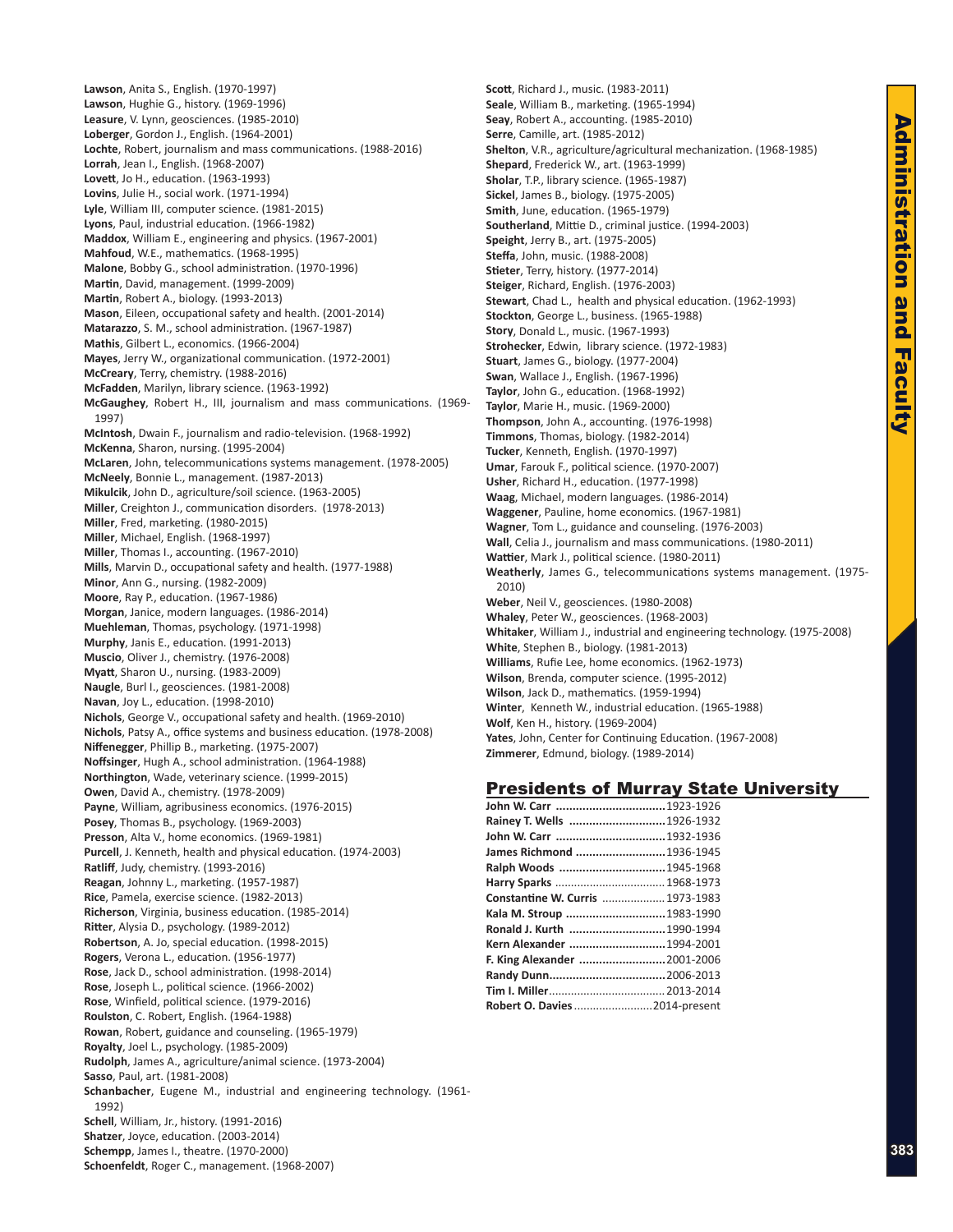**Lawson**, Anita S., English. (1970-1997)
**Lawson**, Hughie G., history. (1969-1996)
**Leasure**, V. Lynn, geosciences. (1985-2010)
**Loberger**, Gordon J., English. (1964-2001)
**Lochte**, Robert, journalism and mass communications. (1988-2016)
**Lorrah**, Jean I., English. (1968-2007)
**Lovett**, Jo H., education. (1963-1993)
**Lovins**, Julie H., social work. (1971-1994)
**Lyle**, William III, computer science. (1981-2015)
**Lyons**, Paul, industrial education. (1966-1982)
**Maddox**, William E., engineering and physics. (1967-2001)
**Mahfoud**, W.E., mathematics. (1968-1995)
**Malone**, Bobby G., school administration. (1970-1996)
**Martin**, David, management. (1999-2009)
**Martin**, Robert A., biology. (1993-2013)
**Mason**, Eileen, occupational safety and health. (2001-2014)
**Matarazzo**, S. M., school administration. (1967-1987)
**Mathis**, Gilbert L., economics. (1966-2004)
**Mayes**, Jerry W., organizational communication. (1972-2001)
**McCreary**, Terry, chemistry. (1988-2016)
**McFadden**, Marilyn, library science. (1963-1992)
**McGaughey**, Robert H., III, journalism and mass communications. (1969-1997)
**McIntosh**, Dwain F., journalism and radio-television. (1968-1992)
**McKenna**, Sharon, nursing. (1995-2004)
**McLaren**, John, telecommunications systems management. (1978-2005)
**McNeely**, Bonnie L., management. (1987-2013)
**Mikulcik**, John D., agriculture/soil science. (1963-2005)
**Miller**, Creighton J., communication disorders. (1978-2013)
**Miller**, Fred, marketing. (1980-2015)
**Miller**, Michael, English. (1968-1997)
**Miller**, Thomas I., accounting. (1967-2010)
**Mills**, Marvin D., occupational safety and health. (1977-1988)
**Minor**, Ann G., nursing. (1982-2009)
**Moore**, Ray P., education. (1967-1986)
**Morgan**, Janice, modern languages. (1986-2014)
**Muehleman**, Thomas, psychology. (1971-1998)
**Murphy**, Janis E., education. (1991-2013)
**Muscio**, Oliver J., chemistry. (1976-2008)
**Myatt**, Sharon U., nursing. (1983-2009)
**Naugle**, Burl I., geosciences. (1981-2008)
**Navan**, Joy L., education. (1998-2010)
**Nichols**, George V., occupational safety and health. (1969-2010)
**Nichols**, Patsy A., office systems and business education. (1978-2008)
**Niffenegger**, Phillip B., marketing. (1975-2007)
**Noffsinger**, Hugh A., school administration. (1964-1988)
**Northington**, Wade, veterinary science. (1999-2015)
**Owen**, David A., chemistry. (1978-2009)
**Payne**, William, agribusiness economics. (1976-2015)
**Posey**, Thomas B., psychology. (1969-2003)
**Presson**, Alta V., home economics. (1969-1981)
**Purcell**, J. Kenneth, health and physical education. (1974-2003)
**Ratliff**, Judy, chemistry. (1993-2016)
**Reagan**, Johnny L., marketing. (1957-1987)
**Rice**, Pamela, exercise science. (1982-2013)
**Richerson**, Virginia, business education. (1985-2014)
**Ritter**, Alysia D., psychology. (1989-2012)
**Robertson**, A. Jo, special education. (1998-2015)
**Rogers**, Verona L., education. (1956-1977)
**Rose**, Jack D., school administration. (1998-2014)
**Rose**, Joseph L., political science. (1966-2002)
**Rose**, Winfield, political science. (1979-2016)
**Roulston**, C. Robert, English. (1964-1988)
**Rowan**, Robert, guidance and counseling. (1965-1979)
**Royalty**, Joel L., psychology. (1985-2009)
**Rudolph**, James A., agriculture/animal science. (1973-2004)
**Sasso**, Paul, art. (1981-2008)
**Schanbacher**, Eugene M., industrial and engineering technology. (1961-1992)
**Schell**, William, Jr., history. (1991-2016)
**Shatzer**, Joyce, education. (2003-2014)
**Schempp**, James I., theatre. (1970-2000)
**Schoenfeldt**, Roger C., management. (1968-2007)
**Scott**, Richard J., music. (1983-2011)
**Seale**, William B., marketing. (1965-1994)
**Seay**, Robert A., accounting. (1985-2010)
**Serre**, Camille, art. (1985-2012)
**Shelton**, V.R., agriculture/agricultural mechanization. (1968-1985)
**Shepard**, Frederick W., art. (1963-1999)
**Sholar**, T.P., library science. (1965-1987)
**Sickel**, James B., biology. (1975-2005)
**Smith**, June, education. (1965-1979)
**Southerland**, Mittie D., criminal justice. (1994-2003)
**Speight**, Jerry B., art. (1975-2005)
**Steffa**, John, music. (1988-2008)
**Stieter**, Terry, history. (1977-2014)
**Steiger**, Richard, English. (1976-2003)
**Stewart**, Chad L., health and physical education. (1962-1993)
**Stockton**, George L., business. (1965-1988)
**Story**, Donald L., music. (1967-1993)
**Strohecker**, Edwin, library science. (1972-1983)
**Stuart**, James G., biology. (1977-2004)
**Swan**, Wallace J., English. (1967-1996)
**Taylor**, John G., education. (1968-1992)
**Taylor**, Marie H., music. (1969-2000)
**Thompson**, John A., accounting. (1976-1998)
**Timmons**, Thomas, biology. (1982-2014)
**Tucker**, Kenneth, English. (1970-1997)
**Umar**, Farouk F., political science. (1970-2007)
**Usher**, Richard H., education. (1977-1998)
**Waag**, Michael, modern languages. (1986-2014)
**Waggener**, Pauline, home economics. (1967-1981)
**Wagner**, Tom L., guidance and counseling. (1976-2003)
**Wall**, Celia J., journalism and mass communications. (1980-2011)
**Wattier**, Mark J., political science. (1980-2011)
**Weatherly**, James G., telecommunications systems management. (1975-2010)
**Weber**, Neil V., geosciences. (1980-2008)
**Whaley**, Peter W., geosciences. (1968-2003)
**Whitaker**, William J., industrial and engineering technology. (1975-2008)
**White**, Stephen B., biology. (1981-2013)
**Williams**, Rufie Lee, home economics. (1962-1973)
**Wilson**, Brenda, computer science. (1995-2012)
**Wilson**, Jack D., mathematics. (1959-1994)
**Winter**, Kenneth W., industrial education. (1965-1988)
**Wolf**, Ken H., history. (1969-2004)
**Yates**, John, Center for Continuing Education. (1967-2008)
**Zimmerer**, Edmund, biology. (1989-2014)

## Presidents of Murray State University

**John W. Carr** ................................1923-1926
**Rainey T. Wells** ............................1926-1932
**John W. Carr** ................................1932-1936
**James Richmond** ..........................1936-1945
**Ralph Woods** ...............................1945-1968
**Harry Sparks** ................................1968-1973
**Constantine W. Curris** ..................1973-1983
**Kala M. Stroup** .............................1983-1990
**Ronald J. Kurth** ............................1990-1994
**Kern Alexander** ............................1994-2001
**F. King Alexander** .........................2001-2006
**Randy Dunn**..................................2006-2013
**Tim I. Miller**....................................2013-2014
**Robert O. Davies** ..........................2014-present